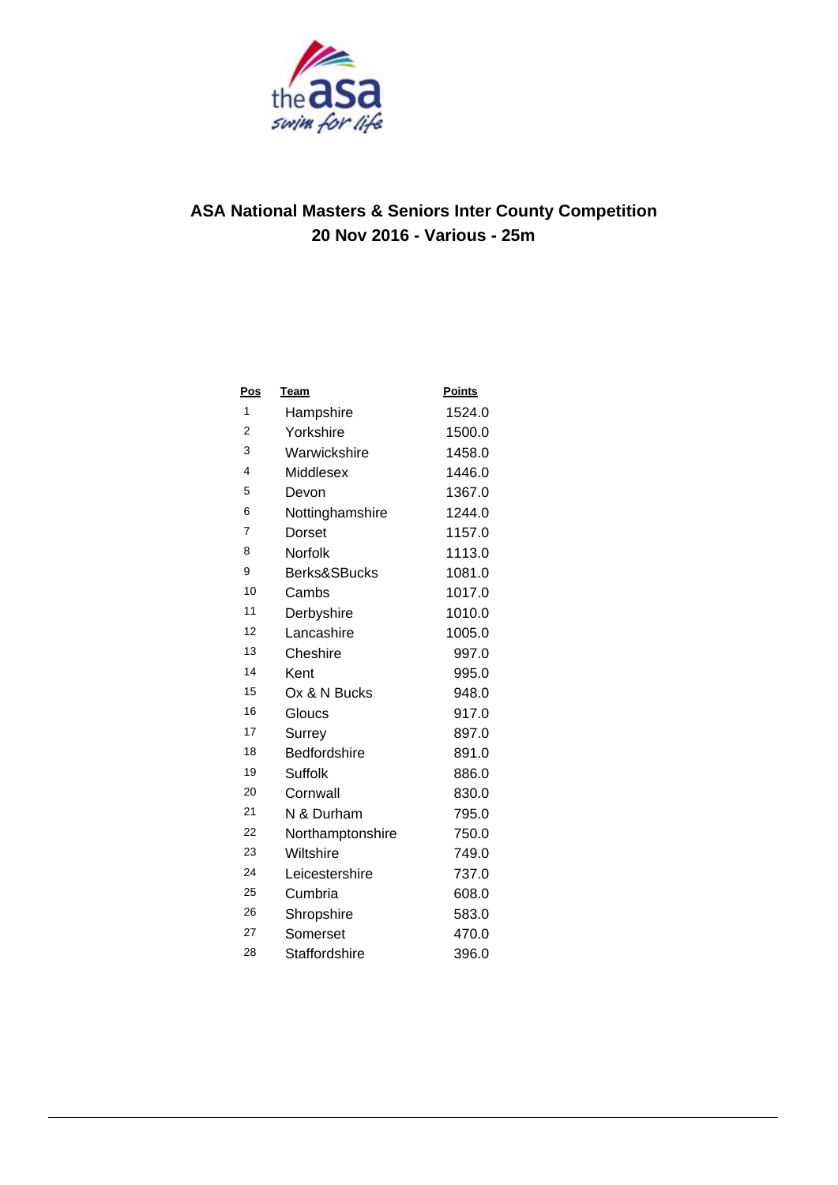# ASA National Masters & Seniors Inter County Competition

## 20 Nov 2016 - Various - 25m

| Pos | Team | Points |
|---|---|---|
| 1 | Hampshire | 1524.0 |
| 2 | Yorkshire | 1500.0 |
| 3 | Warwickshire | 1458.0 |
| 4 | Middlesex | 1446.0 |
| 5 | Devon | 1367.0 |
| 6 | Nottinghamshire | 1244.0 |
| 7 | Dorset | 1157.0 |
| 8 | Norfolk | 1113.0 |
| 9 | Berks&SBucks | 1081.0 |
| 10 | Cambs | 1017.0 |
| 11 | Derbyshire | 1010.0 |
| 12 | Lancashire | 1005.0 |
| 13 | Cheshire | 997.0 |
| 14 | Kent | 995.0 |
| 15 | Ox & N Bucks | 948.0 |
| 16 | Gloucs | 917.0 |
| 17 | Surrey | 897.0 |
| 18 | Bedfordshire | 891.0 |
| 19 | Suffolk | 886.0 |
| 20 | Cornwall | 830.0 |
| 21 | N & Durham | 795.0 |
| 22 | Northamptonshire | 750.0 |
| 23 | Wiltshire | 749.0 |
| 24 | Leicestershire | 737.0 |
| 25 | Cumbria | 608.0 |
| 26 | Shropshire | 583.0 |
| 27 | Somerset | 470.0 |
| 28 | Staffordshire | 396.0 |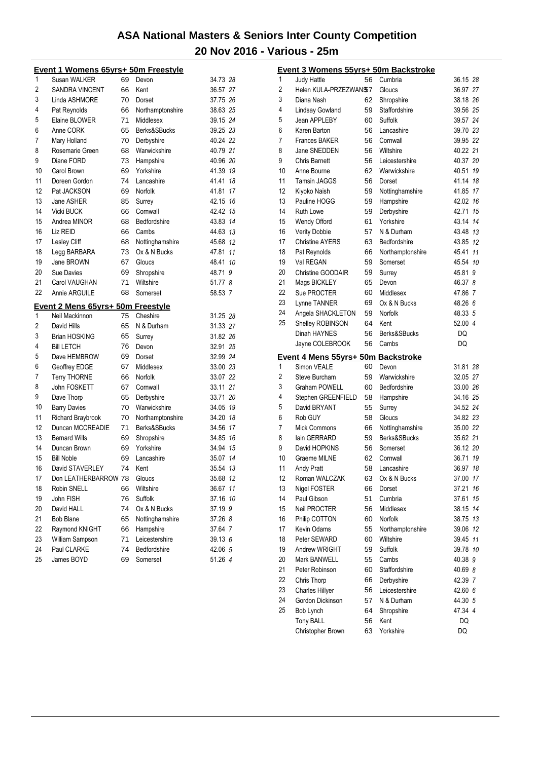# ASA National Masters & Seniors Inter County Competition

## 20 Nov 2016 - Various - 25m

### Event 1 Womens 65yrs+ 50m Freestyle

| Place | Name | Age | County | Time | Points |
|---|---|---|---|---|---|
| 1 | Susan WALKER | 69 | Devon | 34.73 | 28 |
| 2 | SANDRA VINCENT | 66 | Kent | 36.57 | 27 |
| 3 | Linda ASHMORE | 70 | Dorset | 37.75 | 26 |
| 4 | Pat Reynolds | 66 | Northamptonshire | 38.63 | 25 |
| 5 | Elaine BLOWER | 71 | Middlesex | 39.15 | 24 |
| 6 | Anne CORK | 65 | Berks&SBucks | 39.25 | 23 |
| 7 | Mary Holland | 70 | Derbyshire | 40.24 | 22 |
| 8 | Rosemarie Green | 68 | Warwickshire | 40.79 | 21 |
| 9 | Diane FORD | 73 | Hampshire | 40.96 | 20 |
| 10 | Carol Brown | 69 | Yorkshire | 41.39 | 19 |
| 11 | Doreen Gordon | 74 | Lancashire | 41.41 | 18 |
| 12 | Pat JACKSON | 69 | Norfolk | 41.81 | 17 |
| 13 | Jane ASHER | 85 | Surrey | 42.15 | 16 |
| 14 | Vicki BUCK | 66 | Cornwall | 42.42 | 15 |
| 15 | Andrea MINOR | 68 | Bedfordshire | 43.83 | 14 |
| 16 | Liz REID | 66 | Cambs | 44.63 | 13 |
| 17 | Lesley Cliff | 68 | Nottinghamshire | 45.68 | 12 |
| 18 | Legg BARBARA | 73 | Ox & N Bucks | 47.81 | 11 |
| 19 | Jane BROWN | 67 | Gloucs | 48.41 | 10 |
| 20 | Sue Davies | 69 | Shropshire | 48.71 | 9 |
| 21 | Carol VAUGHAN | 71 | Wiltshire | 51.77 | 8 |
| 22 | Annie ARGUILE | 68 | Somerset | 58.53 | 7 |

### Event 2 Mens 65yrs+ 50m Freestyle

| Place | Name | Age | County | Time | Points |
|---|---|---|---|---|---|
| 1 | Neil Mackinnon | 75 | Cheshire | 31.25 | 28 |
| 2 | David Hills | 65 | N & Durham | 31.33 | 27 |
| 3 | Brian HOSKING | 65 | Surrey | 31.82 | 26 |
| 4 | Bill LETCH | 76 | Devon | 32.91 | 25 |
| 5 | Dave HEMBROW | 69 | Dorset | 32.99 | 24 |
| 6 | Geoffrey EDGE | 67 | Middlesex | 33.00 | 23 |
| 7 | Terry THORNE | 66 | Norfolk | 33.07 | 22 |
| 8 | John FOSKETT | 67 | Cornwall | 33.11 | 21 |
| 9 | Dave Thorp | 65 | Derbyshire | 33.71 | 20 |
| 10 | Barry Davies | 70 | Warwickshire | 34.05 | 19 |
| 11 | Richard Braybrook | 70 | Northamptonshire | 34.20 | 18 |
| 12 | Duncan MCCREADIE | 71 | Berks&SBucks | 34.56 | 17 |
| 13 | Bernard Wills | 69 | Shropshire | 34.85 | 16 |
| 14 | Duncan Brown | 69 | Yorkshire | 34.94 | 15 |
| 15 | Bill Noble | 69 | Lancashire | 35.07 | 14 |
| 16 | David STAVERLEY | 74 | Kent | 35.54 | 13 |
| 17 | Don LEATHERBARROW | 78 | Gloucs | 35.68 | 12 |
| 18 | Robin SNELL | 66 | Wiltshire | 36.67 | 11 |
| 19 | John FISH | 76 | Suffolk | 37.16 | 10 |
| 20 | David HALL | 74 | Ox & N Bucks | 37.19 | 9 |
| 21 | Bob Blane | 65 | Nottinghamshire | 37.26 | 8 |
| 22 | Raymond KNIGHT | 66 | Hampshire | 37.64 | 7 |
| 23 | William Sampson | 71 | Leicestershire | 39.13 | 6 |
| 24 | Paul CLARKE | 74 | Bedfordshire | 42.06 | 5 |
| 25 | James BOYD | 69 | Somerset | 51.26 | 4 |

### Event 3 Womens 55yrs+ 50m Backstroke

| Place | Name | Age | County | Time | Points |
|---|---|---|---|---|---|
| 1 | Judy Hattle | 56 | Cumbria | 36.15 | 28 |
| 2 | Helen KULA-PRZEZWANSKI | 57 | Gloucs | 36.97 | 27 |
| 3 | Diana Nash | 62 | Shropshire | 38.18 | 26 |
| 4 | Lindsay Gowland | 59 | Staffordshire | 39.56 | 25 |
| 5 | Jean APPLEBY | 60 | Suffolk | 39.57 | 24 |
| 6 | Karen Barton | 56 | Lancashire | 39.70 | 23 |
| 7 | Frances BAKER | 56 | Cornwall | 39.95 | 22 |
| 8 | Jane SNEDDEN | 56 | Wiltshire | 40.22 | 21 |
| 9 | Chris Barnett | 56 | Leicestershire | 40.37 | 20 |
| 10 | Anne Bourne | 62 | Warwickshire | 40.51 | 19 |
| 11 | Tamsin JAGGS | 56 | Dorset | 41.14 | 18 |
| 12 | Kiyoko Naish | 59 | Nottinghamshire | 41.85 | 17 |
| 13 | Pauline HOGG | 59 | Hampshire | 42.02 | 16 |
| 14 | Ruth Lowe | 59 | Derbyshire | 42.71 | 15 |
| 15 | Wendy Offord | 61 | Yorkshire | 43.14 | 14 |
| 16 | Verity Dobbie | 57 | N & Durham | 43.48 | 13 |
| 17 | Christine AYERS | 63 | Bedfordshire | 43.85 | 12 |
| 18 | Pat Reynolds | 66 | Northamptonshire | 45.41 | 11 |
| 19 | Val REGAN | 59 | Somerset | 45.54 | 10 |
| 20 | Christine GOODAIR | 59 | Surrey | 45.81 | 9 |
| 21 | Mags BICKLEY | 65 | Devon | 46.37 | 8 |
| 22 | Sue PROCTER | 60 | Middlesex | 47.86 | 7 |
| 23 | Lynne TANNER | 69 | Ox & N Bucks | 48.26 | 6 |
| 24 | Angela SHACKLETON | 59 | Norfolk | 48.33 | 5 |
| 25 | Shelley ROBINSON | 64 | Kent | 52.00 | 4 |
| | Dinah HAYNES | 56 | Berks&SBucks | DQ | |
| | Jayne COLEBROOK | 56 | Cambs | DQ | |

### Event 4 Mens 55yrs+ 50m Backstroke

| Place | Name | Age | County | Time | Points |
|---|---|---|---|---|---|
| 1 | Simon VEALE | 60 | Devon | 31.81 | 28 |
| 2 | Steve Burcham | 59 | Warwickshire | 32.05 | 27 |
| 3 | Graham POWELL | 60 | Bedfordshire | 33.00 | 26 |
| 4 | Stephen GREENFIELD | 58 | Hampshire | 34.16 | 25 |
| 5 | David BRYANT | 55 | Surrey | 34.52 | 24 |
| 6 | Rob GUY | 58 | Gloucs | 34.82 | 23 |
| 7 | Mick Commons | 66 | Nottinghamshire | 35.00 | 22 |
| 8 | Iain GERRARD | 59 | Berks&SBucks | 35.62 | 21 |
| 9 | David HOPKINS | 56 | Somerset | 36.12 | 20 |
| 10 | Graeme MILNE | 62 | Cornwall | 36.71 | 19 |
| 11 | Andy Pratt | 58 | Lancashire | 36.97 | 18 |
| 12 | Roman WALCZAK | 63 | Ox & N Bucks | 37.00 | 17 |
| 13 | Nigel FOSTER | 66 | Dorset | 37.21 | 16 |
| 14 | Paul Gibson | 51 | Cumbria | 37.61 | 15 |
| 15 | Neil PROCTER | 56 | Middlesex | 38.15 | 14 |
| 16 | Philip COTTON | 60 | Norfolk | 38.75 | 13 |
| 17 | Kevin Odams | 55 | Northamptonshire | 39.06 | 12 |
| 18 | Peter SEWARD | 60 | Wiltshire | 39.45 | 11 |
| 19 | Andrew WRIGHT | 59 | Suffolk | 39.78 | 10 |
| 20 | Mark BANWELL | 55 | Cambs | 40.38 | 9 |
| 21 | Peter Robinson | 60 | Staffordshire | 40.69 | 8 |
| 22 | Chris Thorp | 66 | Derbyshire | 42.39 | 7 |
| 23 | Charles Hillyer | 56 | Leicestershire | 42.60 | 6 |
| 24 | Gordon Dickinson | 57 | N & Durham | 44.30 | 5 |
| 25 | Bob Lynch | 64 | Shropshire | 47.34 | 4 |
| | Tony BALL | 56 | Kent | DQ | |
| | Christopher Brown | 63 | Yorkshire | DQ | |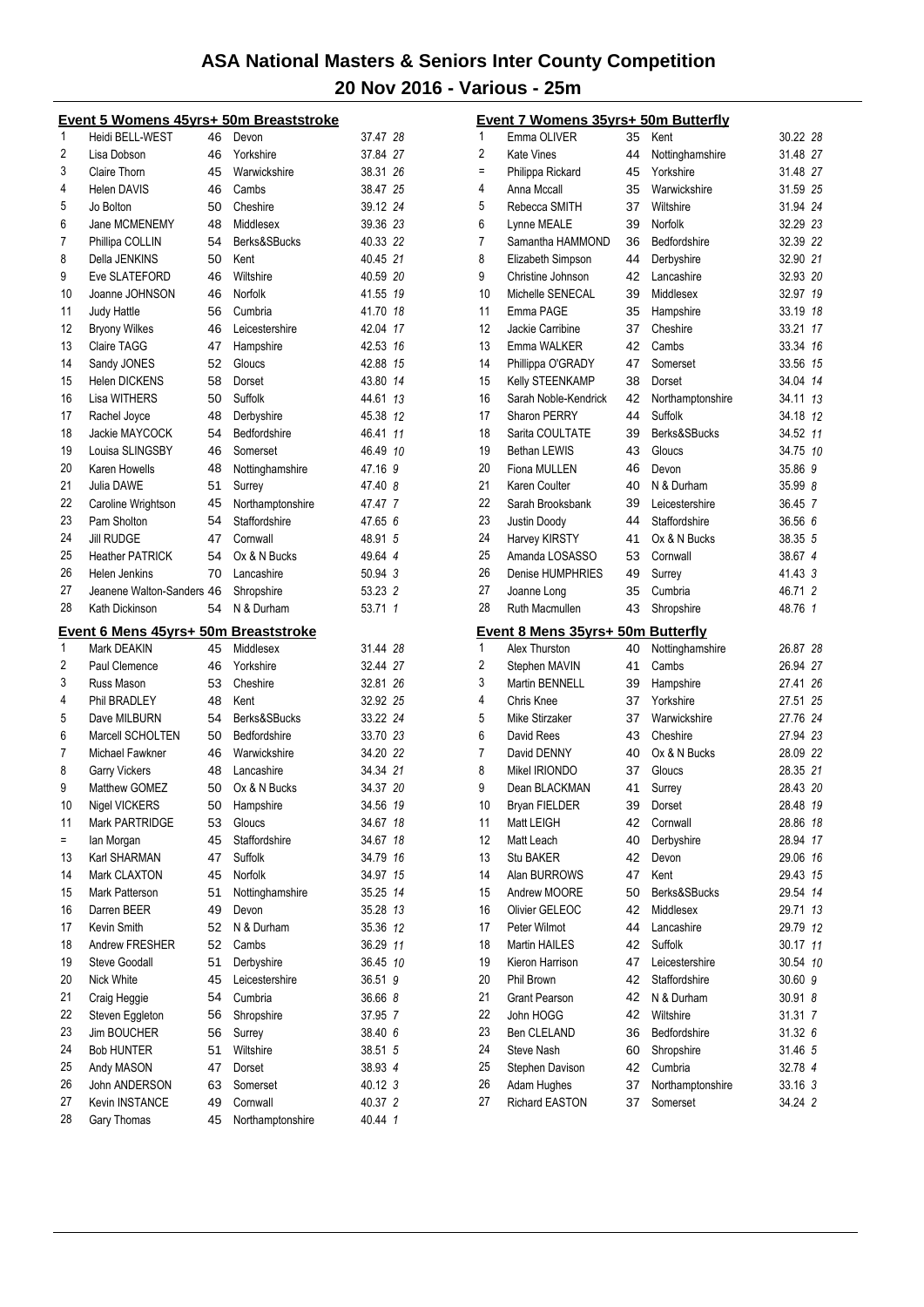# ASA National Masters & Seniors Inter County Competition

## 20 Nov 2016 - Various - 25m

### Event 5 Womens 45yrs+ 50m Breaststroke

| Place | Name | Age | County | Time | Points |
|---|---|---|---|---|---|
| 1 | Heidi BELL-WEST | 46 | Devon | 37.47 | 28 |
| 2 | Lisa Dobson | 46 | Yorkshire | 37.84 | 27 |
| 3 | Claire Thorn | 45 | Warwickshire | 38.31 | 26 |
| 4 | Helen DAVIS | 46 | Cambs | 38.47 | 25 |
| 5 | Jo Bolton | 50 | Cheshire | 39.12 | 24 |
| 6 | Jane MCMENEMY | 48 | Middlesex | 39.36 | 23 |
| 7 | Phillipa COLLIN | 54 | Berks&SBucks | 40.33 | 22 |
| 8 | Della JENKINS | 50 | Kent | 40.45 | 21 |
| 9 | Eve SLATEFORD | 46 | Wiltshire | 40.59 | 20 |
| 10 | Joanne JOHNSON | 46 | Norfolk | 41.55 | 19 |
| 11 | Judy Hattle | 56 | Cumbria | 41.70 | 18 |
| 12 | Bryony Wilkes | 46 | Leicestershire | 42.04 | 17 |
| 13 | Claire TAGG | 47 | Hampshire | 42.53 | 16 |
| 14 | Sandy JONES | 52 | Gloucs | 42.88 | 15 |
| 15 | Helen DICKENS | 58 | Dorset | 43.80 | 14 |
| 16 | Lisa WITHERS | 50 | Suffolk | 44.61 | 13 |
| 17 | Rachel Joyce | 48 | Derbyshire | 45.38 | 12 |
| 18 | Jackie MAYCOCK | 54 | Bedfordshire | 46.41 | 11 |
| 19 | Louisa SLINGSBY | 46 | Somerset | 46.49 | 10 |
| 20 | Karen Howells | 48 | Nottinghamshire | 47.16 | 9 |
| 21 | Julia DAWE | 51 | Surrey | 47.40 | 8 |
| 22 | Caroline Wrightson | 45 | Northamptonshire | 47.47 | 7 |
| 23 | Pam Sholton | 54 | Staffordshire | 47.65 | 6 |
| 24 | Jill RUDGE | 47 | Cornwall | 48.91 | 5 |
| 25 | Heather PATRICK | 54 | Ox & N Bucks | 49.64 | 4 |
| 26 | Helen Jenkins | 70 | Lancashire | 50.94 | 3 |
| 27 | Jeanene Walton-Sanders | 46 | Shropshire | 53.23 | 2 |
| 28 | Kath Dickinson | 54 | N & Durham | 53.71 | 1 |

### Event 6 Mens 45yrs+ 50m Breaststroke

| Place | Name | Age | County | Time | Points |
|---|---|---|---|---|---|
| 1 | Mark DEAKIN | 45 | Middlesex | 31.44 | 28 |
| 2 | Paul Clemence | 46 | Yorkshire | 32.44 | 27 |
| 3 | Russ Mason | 53 | Cheshire | 32.81 | 26 |
| 4 | Phil BRADLEY | 48 | Kent | 32.92 | 25 |
| 5 | Dave MILBURN | 54 | Berks&SBucks | 33.22 | 24 |
| 6 | Marcell SCHOLTEN | 50 | Bedfordshire | 33.70 | 23 |
| 7 | Michael Fawkner | 46 | Warwickshire | 34.20 | 22 |
| 8 | Garry Vickers | 48 | Lancashire | 34.34 | 21 |
| 9 | Matthew GOMEZ | 50 | Ox & N Bucks | 34.37 | 20 |
| 10 | Nigel VICKERS | 50 | Hampshire | 34.56 | 19 |
| 11 | Mark PARTRIDGE | 53 | Gloucs | 34.67 | 18 |
| = | Ian Morgan | 45 | Staffordshire | 34.67 | 18 |
| 13 | Karl SHARMAN | 47 | Suffolk | 34.79 | 16 |
| 14 | Mark CLAXTON | 45 | Norfolk | 34.97 | 15 |
| 15 | Mark Patterson | 51 | Nottinghamshire | 35.25 | 14 |
| 16 | Darren BEER | 49 | Devon | 35.28 | 13 |
| 17 | Kevin Smith | 52 | N & Durham | 35.36 | 12 |
| 18 | Andrew FRESHER | 52 | Cambs | 36.29 | 11 |
| 19 | Steve Goodall | 51 | Derbyshire | 36.45 | 10 |
| 20 | Nick White | 45 | Leicestershire | 36.51 | 9 |
| 21 | Craig Heggie | 54 | Cumbria | 36.66 | 8 |
| 22 | Steven Eggleton | 56 | Shropshire | 37.95 | 7 |
| 23 | Jim BOUCHER | 56 | Surrey | 38.40 | 6 |
| 24 | Bob HUNTER | 51 | Wiltshire | 38.51 | 5 |
| 25 | Andy MASON | 47 | Dorset | 38.93 | 4 |
| 26 | John ANDERSON | 63 | Somerset | 40.12 | 3 |
| 27 | Kevin INSTANCE | 49 | Cornwall | 40.37 | 2 |
| 28 | Gary Thomas | 45 | Northamptonshire | 40.44 | 1 |

### Event 7 Womens 35yrs+ 50m Butterfly

| Place | Name | Age | County | Time | Points |
|---|---|---|---|---|---|
| 1 | Emma OLIVER | 35 | Kent | 30.22 | 28 |
| 2 | Kate Vines | 44 | Nottinghamshire | 31.48 | 27 |
| = | Philippa Rickard | 45 | Yorkshire | 31.48 | 27 |
| 4 | Anna Mccall | 35 | Warwickshire | 31.59 | 25 |
| 5 | Rebecca SMITH | 37 | Wiltshire | 31.94 | 24 |
| 6 | Lynne MEALE | 39 | Norfolk | 32.29 | 23 |
| 7 | Samantha HAMMOND | 36 | Bedfordshire | 32.39 | 22 |
| 8 | Elizabeth Simpson | 44 | Derbyshire | 32.90 | 21 |
| 9 | Christine Johnson | 42 | Lancashire | 32.93 | 20 |
| 10 | Michelle SENECAL | 39 | Middlesex | 32.97 | 19 |
| 11 | Emma PAGE | 35 | Hampshire | 33.19 | 18 |
| 12 | Jackie Carribine | 37 | Cheshire | 33.21 | 17 |
| 13 | Emma WALKER | 42 | Cambs | 33.34 | 16 |
| 14 | Phillippa O'GRADY | 47 | Somerset | 33.56 | 15 |
| 15 | Kelly STEENKAMP | 38 | Dorset | 34.04 | 14 |
| 16 | Sarah Noble-Kendrick | 42 | Northamptonshire | 34.11 | 13 |
| 17 | Sharon PERRY | 44 | Suffolk | 34.18 | 12 |
| 18 | Sarita COULTATE | 39 | Berks&SBucks | 34.52 | 11 |
| 19 | Bethan LEWIS | 43 | Gloucs | 34.75 | 10 |
| 20 | Fiona MULLEN | 46 | Devon | 35.86 | 9 |
| 21 | Karen Coulter | 40 | N & Durham | 35.99 | 8 |
| 22 | Sarah Brooksbank | 39 | Leicestershire | 36.45 | 7 |
| 23 | Justin Doody | 44 | Staffordshire | 36.56 | 6 |
| 24 | Harvey KIRSTY | 41 | Ox & N Bucks | 38.35 | 5 |
| 25 | Amanda LOSASSO | 53 | Cornwall | 38.67 | 4 |
| 26 | Denise HUMPHRIES | 49 | Surrey | 41.43 | 3 |
| 27 | Joanne Long | 35 | Cumbria | 46.71 | 2 |
| 28 | Ruth Macmullen | 43 | Shropshire | 48.76 | 1 |

### Event 8 Mens 35yrs+ 50m Butterfly

| Place | Name | Age | County | Time | Points |
|---|---|---|---|---|---|
| 1 | Alex Thurston | 40 | Nottinghamshire | 26.87 | 28 |
| 2 | Stephen MAVIN | 41 | Cambs | 26.94 | 27 |
| 3 | Martin BENNELL | 39 | Hampshire | 27.41 | 26 |
| 4 | Chris Knee | 37 | Yorkshire | 27.51 | 25 |
| 5 | Mike Stirzaker | 37 | Warwickshire | 27.76 | 24 |
| 6 | David Rees | 43 | Cheshire | 27.94 | 23 |
| 7 | David DENNY | 40 | Ox & N Bucks | 28.09 | 22 |
| 8 | Mikel IRIONDO | 37 | Gloucs | 28.35 | 21 |
| 9 | Dean BLACKMAN | 41 | Surrey | 28.43 | 20 |
| 10 | Bryan FIELDER | 39 | Dorset | 28.48 | 19 |
| 11 | Matt LEIGH | 42 | Cornwall | 28.86 | 18 |
| 12 | Matt Leach | 40 | Derbyshire | 28.94 | 17 |
| 13 | Stu BAKER | 42 | Devon | 29.06 | 16 |
| 14 | Alan BURROWS | 47 | Kent | 29.43 | 15 |
| 15 | Andrew MOORE | 50 | Berks&SBucks | 29.54 | 14 |
| 16 | Olivier GELEOC | 42 | Middlesex | 29.71 | 13 |
| 17 | Peter Wilmot | 44 | Lancashire | 29.79 | 12 |
| 18 | Martin HAILES | 42 | Suffolk | 30.17 | 11 |
| 19 | Kieron Harrison | 47 | Leicestershire | 30.54 | 10 |
| 20 | Phil Brown | 42 | Staffordshire | 30.60 | 9 |
| 21 | Grant Pearson | 42 | N & Durham | 30.91 | 8 |
| 22 | John HOGG | 42 | Wiltshire | 31.31 | 7 |
| 23 | Ben CLELAND | 36 | Bedfordshire | 31.32 | 6 |
| 24 | Steve Nash | 60 | Shropshire | 31.46 | 5 |
| 25 | Stephen Davison | 42 | Cumbria | 32.78 | 4 |
| 26 | Adam Hughes | 37 | Northamptonshire | 33.16 | 3 |
| 27 | Richard EASTON | 37 | Somerset | 34.24 | 2 |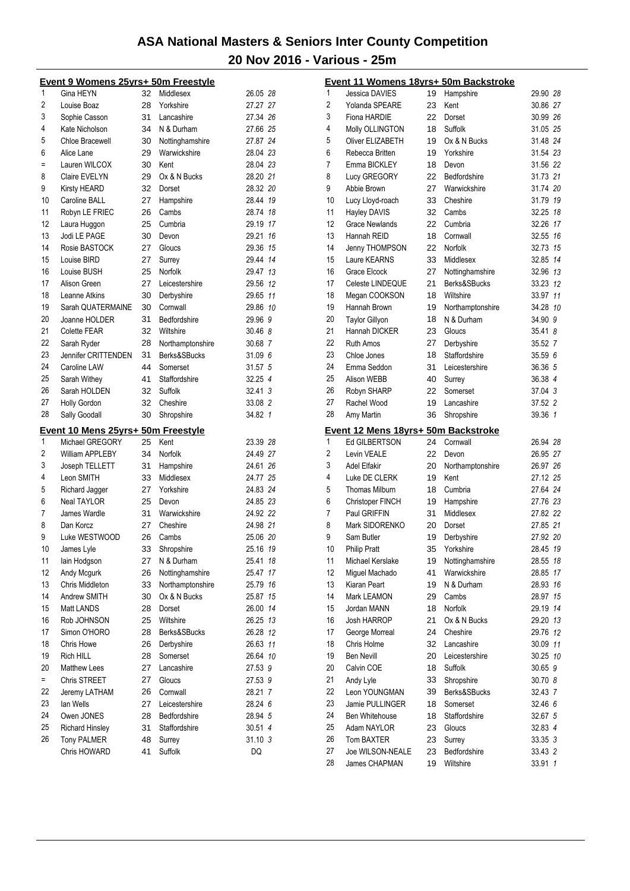# ASA National Masters & Seniors Inter County Competition

## 20 Nov 2016 - Various - 25m

### Event 9 Womens 25yrs+ 50m Freestyle

| Place | Name | Age | County | Time | Points |
|---|---|---|---|---|---|
| 1 | Gina HEYN | 32 | Middlesex | 26.05 | 28 |
| 2 | Louise Boaz | 28 | Yorkshire | 27.27 | 27 |
| 3 | Sophie Casson | 31 | Lancashire | 27.34 | 26 |
| 4 | Kate Nicholson | 34 | N & Durham | 27.66 | 25 |
| 5 | Chloe Bracewell | 30 | Nottinghamshire | 27.87 | 24 |
| 6 | Alice Lane | 29 | Warwickshire | 28.04 | 23 |
| = | Lauren WILCOX | 30 | Kent | 28.04 | 23 |
| 8 | Claire EVELYN | 29 | Ox & N Bucks | 28.20 | 21 |
| 9 | Kirsty HEARD | 32 | Dorset | 28.32 | 20 |
| 10 | Caroline BALL | 27 | Hampshire | 28.44 | 19 |
| 11 | Robyn LE FRIEC | 26 | Cambs | 28.74 | 18 |
| 12 | Laura Huggon | 25 | Cumbria | 29.19 | 17 |
| 13 | Jodi LE PAGE | 30 | Devon | 29.21 | 16 |
| 14 | Rosie BASTOCK | 27 | Gloucs | 29.36 | 15 |
| 15 | Louise BIRD | 27 | Surrey | 29.44 | 14 |
| 16 | Louise BUSH | 25 | Norfolk | 29.47 | 13 |
| 17 | Alison Green | 27 | Leicestershire | 29.56 | 12 |
| 18 | Leanne Atkins | 30 | Derbyshire | 29.65 | 11 |
| 19 | Sarah QUATERMAINE | 30 | Cornwall | 29.86 | 10 |
| 20 | Joanne HOLDER | 31 | Bedfordshire | 29.96 | 9 |
| 21 | Colette FEAR | 32 | Wiltshire | 30.46 | 8 |
| 22 | Sarah Ryder | 28 | Northamptonshire | 30.68 | 7 |
| 23 | Jennifer CRITTENDEN | 31 | Berks&SBucks | 31.09 | 6 |
| 24 | Caroline LAW | 44 | Somerset | 31.57 | 5 |
| 25 | Sarah Withey | 41 | Staffordshire | 32.25 | 4 |
| 26 | Sarah HOLDEN | 32 | Suffolk | 32.41 | 3 |
| 27 | Holly Gordon | 32 | Cheshire | 33.08 | 2 |
| 28 | Sally Goodall | 30 | Shropshire | 34.82 | 1 |

### Event 10 Mens 25yrs+ 50m Freestyle

| Place | Name | Age | County | Time | Points |
|---|---|---|---|---|---|
| 1 | Michael GREGORY | 25 | Kent | 23.39 | 28 |
| 2 | William APPLEBY | 34 | Norfolk | 24.49 | 27 |
| 3 | Joseph TELLETT | 31 | Hampshire | 24.61 | 26 |
| 4 | Leon SMITH | 33 | Middlesex | 24.77 | 25 |
| 5 | Richard Jagger | 27 | Yorkshire | 24.83 | 24 |
| 6 | Neal TAYLOR | 25 | Devon | 24.85 | 23 |
| 7 | James Wardle | 31 | Warwickshire | 24.92 | 22 |
| 8 | Dan Korcz | 27 | Cheshire | 24.98 | 21 |
| 9 | Luke WESTWOOD | 26 | Cambs | 25.06 | 20 |
| 10 | James Lyle | 33 | Shropshire | 25.16 | 19 |
| 11 | Iain Hodgson | 27 | N & Durham | 25.41 | 18 |
| 12 | Andy Mcgurk | 26 | Nottinghamshire | 25.47 | 17 |
| 13 | Chris Middleton | 33 | Northamptonshire | 25.79 | 16 |
| 14 | Andrew SMITH | 30 | Ox & N Bucks | 25.87 | 15 |
| 15 | Matt LANDS | 28 | Dorset | 26.00 | 14 |
| 16 | Rob JOHNSON | 25 | Wiltshire | 26.25 | 13 |
| 17 | Simon O'HORO | 28 | Berks&SBucks | 26.28 | 12 |
| 18 | Chris Howe | 26 | Derbyshire | 26.63 | 11 |
| 19 | Rich HILL | 28 | Somerset | 26.64 | 10 |
| 20 | Matthew Lees | 27 | Lancashire | 27.53 | 9 |
| = | Chris STREET | 27 | Gloucs | 27.53 | 9 |
| 22 | Jeremy LATHAM | 26 | Cornwall | 28.21 | 7 |
| 23 | Ian Wells | 27 | Leicestershire | 28.24 | 6 |
| 24 | Owen JONES | 28 | Bedfordshire | 28.94 | 5 |
| 25 | Richard Hinsley | 31 | Staffordshire | 30.51 | 4 |
| 26 | Tony PALMER | 48 | Surrey | 31.10 | 3 |
| | Chris HOWARD | 41 | Suffolk | DQ | |

### Event 11 Womens 18yrs+ 50m Backstroke

| Place | Name | Age | County | Time | Points |
|---|---|---|---|---|---|
| 1 | Jessica DAVIES | 19 | Hampshire | 29.90 | 28 |
| 2 | Yolanda SPEARE | 23 | Kent | 30.86 | 27 |
| 3 | Fiona HARDIE | 22 | Dorset | 30.99 | 26 |
| 4 | Molly OLLINGTON | 18 | Suffolk | 31.05 | 25 |
| 5 | Oliver ELIZABETH | 19 | Ox & N Bucks | 31.48 | 24 |
| 6 | Rebecca Britten | 19 | Yorkshire | 31.54 | 23 |
| 7 | Emma BICKLEY | 18 | Devon | 31.56 | 22 |
| 8 | Lucy GREGORY | 22 | Bedfordshire | 31.73 | 21 |
| 9 | Abbie Brown | 27 | Warwickshire | 31.74 | 20 |
| 10 | Lucy Lloyd-roach | 33 | Cheshire | 31.79 | 19 |
| 11 | Hayley DAVIS | 32 | Cambs | 32.25 | 18 |
| 12 | Grace Newlands | 22 | Cumbria | 32.26 | 17 |
| 13 | Hannah REID | 18 | Cornwall | 32.55 | 16 |
| 14 | Jenny THOMPSON | 22 | Norfolk | 32.73 | 15 |
| 15 | Laure KEARNS | 33 | Middlesex | 32.85 | 14 |
| 16 | Grace Elcock | 27 | Nottinghamshire | 32.96 | 13 |
| 17 | Celeste LINDEQUE | 21 | Berks&SBucks | 33.23 | 12 |
| 18 | Megan COOKSON | 18 | Wiltshire | 33.97 | 11 |
| 19 | Hannah Brown | 19 | Northamptonshire | 34.28 | 10 |
| 20 | Taylor Gillyon | 18 | N & Durham | 34.90 | 9 |
| 21 | Hannah DICKER | 23 | Gloucs | 35.41 | 8 |
| 22 | Ruth Amos | 27 | Derbyshire | 35.52 | 7 |
| 23 | Chloe Jones | 18 | Staffordshire | 35.59 | 6 |
| 24 | Emma Seddon | 31 | Leicestershire | 36.36 | 5 |
| 25 | Alison WEBB | 40 | Surrey | 36.38 | 4 |
| 26 | Robyn SHARP | 22 | Somerset | 37.04 | 3 |
| 27 | Rachel Wood | 19 | Lancashire | 37.52 | 2 |
| 28 | Amy Martin | 36 | Shropshire | 39.36 | 1 |

### Event 12 Mens 18yrs+ 50m Backstroke

| Place | Name | Age | County | Time | Points |
|---|---|---|---|---|---|
| 1 | Ed GILBERTSON | 24 | Cornwall | 26.94 | 28 |
| 2 | Levin VEALE | 22 | Devon | 26.95 | 27 |
| 3 | Adel Elfakir | 20 | Northamptonshire | 26.97 | 26 |
| 4 | Luke DE CLERK | 19 | Kent | 27.12 | 25 |
| 5 | Thomas Milburn | 18 | Cumbria | 27.64 | 24 |
| 6 | Christoper FINCH | 19 | Hampshire | 27.76 | 23 |
| 7 | Paul GRIFFIN | 31 | Middlesex | 27.82 | 22 |
| 8 | Mark SIDORENKO | 20 | Dorset | 27.85 | 21 |
| 9 | Sam Butler | 19 | Derbyshire | 27.92 | 20 |
| 10 | Philip Pratt | 35 | Yorkshire | 28.45 | 19 |
| 11 | Michael Kerslake | 19 | Nottinghamshire | 28.55 | 18 |
| 12 | Miguel Machado | 41 | Warwickshire | 28.85 | 17 |
| 13 | Kiaran Peart | 19 | N & Durham | 28.93 | 16 |
| 14 | Mark LEAMON | 29 | Cambs | 28.97 | 15 |
| 15 | Jordan MANN | 18 | Norfolk | 29.19 | 14 |
| 16 | Josh HARROP | 21 | Ox & N Bucks | 29.20 | 13 |
| 17 | George Morreal | 24 | Cheshire | 29.76 | 12 |
| 18 | Chris Holme | 32 | Lancashire | 30.09 | 11 |
| 19 | Ben Nevill | 20 | Leicestershire | 30.25 | 10 |
| 20 | Calvin COE | 18 | Suffolk | 30.65 | 9 |
| 21 | Andy Lyle | 33 | Shropshire | 30.70 | 8 |
| 22 | Leon YOUNGMAN | 39 | Berks&SBucks | 32.43 | 7 |
| 23 | Jamie PULLINGER | 18 | Somerset | 32.46 | 6 |
| 24 | Ben Whitehouse | 18 | Staffordshire | 32.67 | 5 |
| 25 | Adam NAYLOR | 23 | Gloucs | 32.83 | 4 |
| 26 | Tom BAXTER | 23 | Surrey | 33.35 | 3 |
| 27 | Joe WILSON-NEALE | 23 | Bedfordshire | 33.43 | 2 |
| 28 | James CHAPMAN | 19 | Wiltshire | 33.91 | 1 |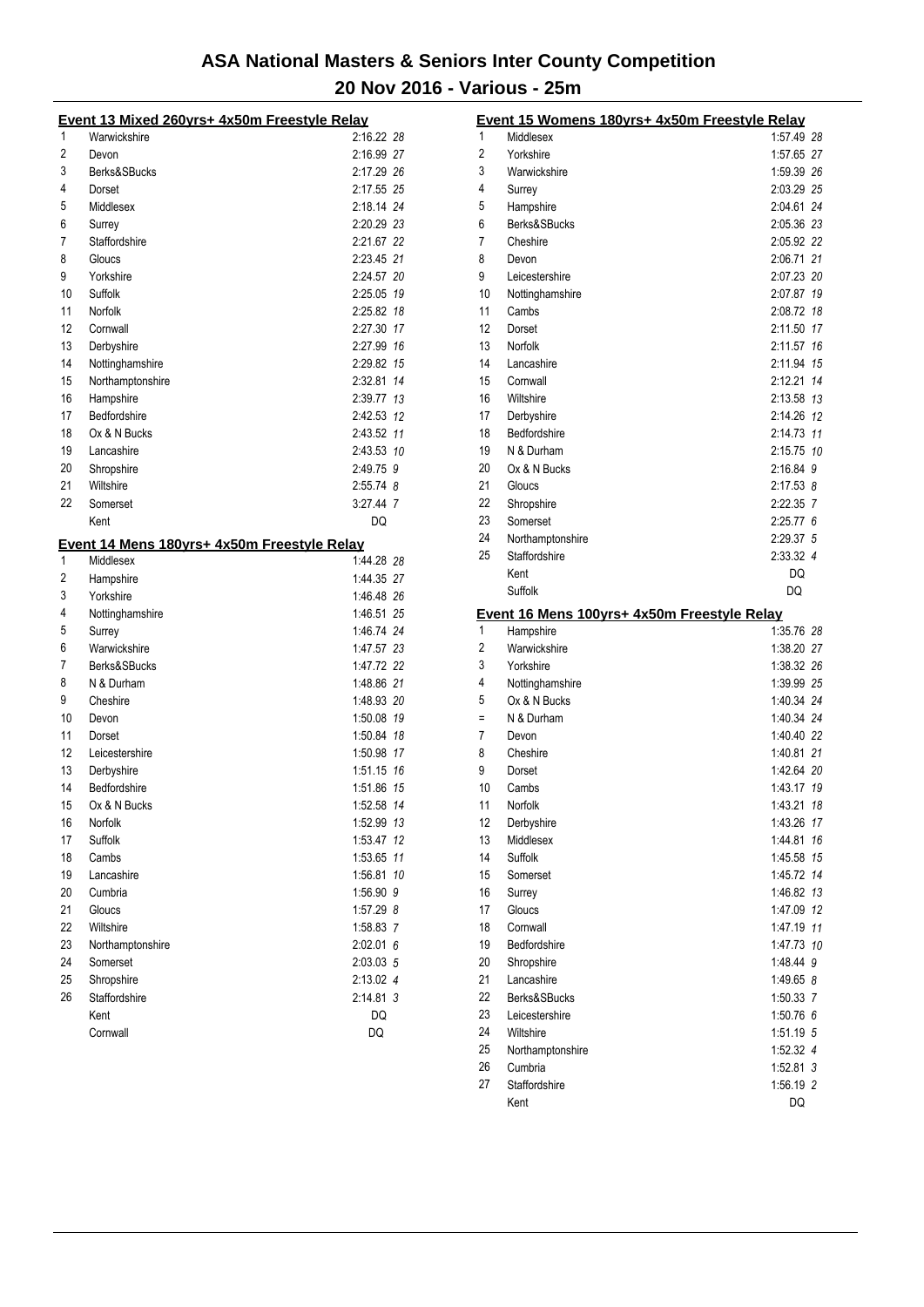# ASA National Masters & Seniors Inter County Competition

## 20 Nov 2016 - Various - 25m

### Event 13 Mixed 260yrs+ 4x50m Freestyle Relay

| Place | Team | Time | Points |
|---|---|---|---|
| 1 | Warwickshire | 2:16.22 | 28 |
| 2 | Devon | 2:16.99 | 27 |
| 3 | Berks&SBucks | 2:17.29 | 26 |
| 4 | Dorset | 2:17.55 | 25 |
| 5 | Middlesex | 2:18.14 | 24 |
| 6 | Surrey | 2:20.29 | 23 |
| 7 | Staffordshire | 2:21.67 | 22 |
| 8 | Gloucs | 2:23.45 | 21 |
| 9 | Yorkshire | 2:24.57 | 20 |
| 10 | Suffolk | 2:25.05 | 19 |
| 11 | Norfolk | 2:25.82 | 18 |
| 12 | Cornwall | 2:27.30 | 17 |
| 13 | Derbyshire | 2:27.99 | 16 |
| 14 | Nottinghamshire | 2:29.82 | 15 |
| 15 | Northamptonshire | 2:32.81 | 14 |
| 16 | Hampshire | 2:39.77 | 13 |
| 17 | Bedfordshire | 2:42.53 | 12 |
| 18 | Ox & N Bucks | 2:43.52 | 11 |
| 19 | Lancashire | 2:43.53 | 10 |
| 20 | Shropshire | 2:49.75 | 9 |
| 21 | Wiltshire | 2:55.74 | 8 |
| 22 | Somerset | 3:27.44 | 7 |
| | Kent | DQ | |

### Event 14 Mens 180yrs+ 4x50m Freestyle Relay

| Place | Team | Time | Points |
|---|---|---|---|
| 1 | Middlesex | 1:44.28 | 28 |
| 2 | Hampshire | 1:44.35 | 27 |
| 3 | Yorkshire | 1:46.48 | 26 |
| 4 | Nottinghamshire | 1:46.51 | 25 |
| 5 | Surrey | 1:46.74 | 24 |
| 6 | Warwickshire | 1:47.57 | 23 |
| 7 | Berks&SBucks | 1:47.72 | 22 |
| 8 | N & Durham | 1:48.86 | 21 |
| 9 | Cheshire | 1:48.93 | 20 |
| 10 | Devon | 1:50.08 | 19 |
| 11 | Dorset | 1:50.84 | 18 |
| 12 | Leicestershire | 1:50.98 | 17 |
| 13 | Derbyshire | 1:51.15 | 16 |
| 14 | Bedfordshire | 1:51.86 | 15 |
| 15 | Ox & N Bucks | 1:52.58 | 14 |
| 16 | Norfolk | 1:52.99 | 13 |
| 17 | Suffolk | 1:53.47 | 12 |
| 18 | Cambs | 1:53.65 | 11 |
| 19 | Lancashire | 1:56.81 | 10 |
| 20 | Cumbria | 1:56.90 | 9 |
| 21 | Gloucs | 1:57.29 | 8 |
| 22 | Wiltshire | 1:58.83 | 7 |
| 23 | Northamptonshire | 2:02.01 | 6 |
| 24 | Somerset | 2:03.03 | 5 |
| 25 | Shropshire | 2:13.02 | 4 |
| 26 | Staffordshire | 2:14.81 | 3 |
| | Kent | DQ | |
| | Cornwall | DQ | |

### Event 15 Womens 180yrs+ 4x50m Freestyle Relay

| Place | Team | Time | Points |
|---|---|---|---|
| 1 | Middlesex | 1:57.49 | 28 |
| 2 | Yorkshire | 1:57.65 | 27 |
| 3 | Warwickshire | 1:59.39 | 26 |
| 4 | Surrey | 2:03.29 | 25 |
| 5 | Hampshire | 2:04.61 | 24 |
| 6 | Berks&SBucks | 2:05.36 | 23 |
| 7 | Cheshire | 2:05.92 | 22 |
| 8 | Devon | 2:06.71 | 21 |
| 9 | Leicestershire | 2:07.23 | 20 |
| 10 | Nottinghamshire | 2:07.87 | 19 |
| 11 | Cambs | 2:08.72 | 18 |
| 12 | Dorset | 2:11.50 | 17 |
| 13 | Norfolk | 2:11.57 | 16 |
| 14 | Lancashire | 2:11.94 | 15 |
| 15 | Cornwall | 2:12.21 | 14 |
| 16 | Wiltshire | 2:13.58 | 13 |
| 17 | Derbyshire | 2:14.26 | 12 |
| 18 | Bedfordshire | 2:14.73 | 11 |
| 19 | N & Durham | 2:15.75 | 10 |
| 20 | Ox & N Bucks | 2:16.84 | 9 |
| 21 | Gloucs | 2:17.53 | 8 |
| 22 | Shropshire | 2:22.35 | 7 |
| 23 | Somerset | 2:25.77 | 6 |
| 24 | Northamptonshire | 2:29.37 | 5 |
| 25 | Staffordshire | 2:33.32 | 4 |
| | Kent | DQ | |
| | Suffolk | DQ | |

### Event 16 Mens 100yrs+ 4x50m Freestyle Relay

| Place | Team | Time | Points |
|---|---|---|---|
| 1 | Hampshire | 1:35.76 | 28 |
| 2 | Warwickshire | 1:38.20 | 27 |
| 3 | Yorkshire | 1:38.32 | 26 |
| 4 | Nottinghamshire | 1:39.99 | 25 |
| 5 | Ox & N Bucks | 1:40.34 | 24 |
| = | N & Durham | 1:40.34 | 24 |
| 7 | Devon | 1:40.40 | 22 |
| 8 | Cheshire | 1:40.81 | 21 |
| 9 | Dorset | 1:42.64 | 20 |
| 10 | Cambs | 1:43.17 | 19 |
| 11 | Norfolk | 1:43.21 | 18 |
| 12 | Derbyshire | 1:43.26 | 17 |
| 13 | Middlesex | 1:44.81 | 16 |
| 14 | Suffolk | 1:45.58 | 15 |
| 15 | Somerset | 1:45.72 | 14 |
| 16 | Surrey | 1:46.82 | 13 |
| 17 | Gloucs | 1:47.09 | 12 |
| 18 | Cornwall | 1:47.19 | 11 |
| 19 | Bedfordshire | 1:47.73 | 10 |
| 20 | Shropshire | 1:48.44 | 9 |
| 21 | Lancashire | 1:49.65 | 8 |
| 22 | Berks&SBucks | 1:50.33 | 7 |
| 23 | Leicestershire | 1:50.76 | 6 |
| 24 | Wiltshire | 1:51.19 | 5 |
| 25 | Northamptonshire | 1:52.32 | 4 |
| 26 | Cumbria | 1:52.81 | 3 |
| 27 | Staffordshire | 1:56.19 | 2 |
| | Kent | DQ | |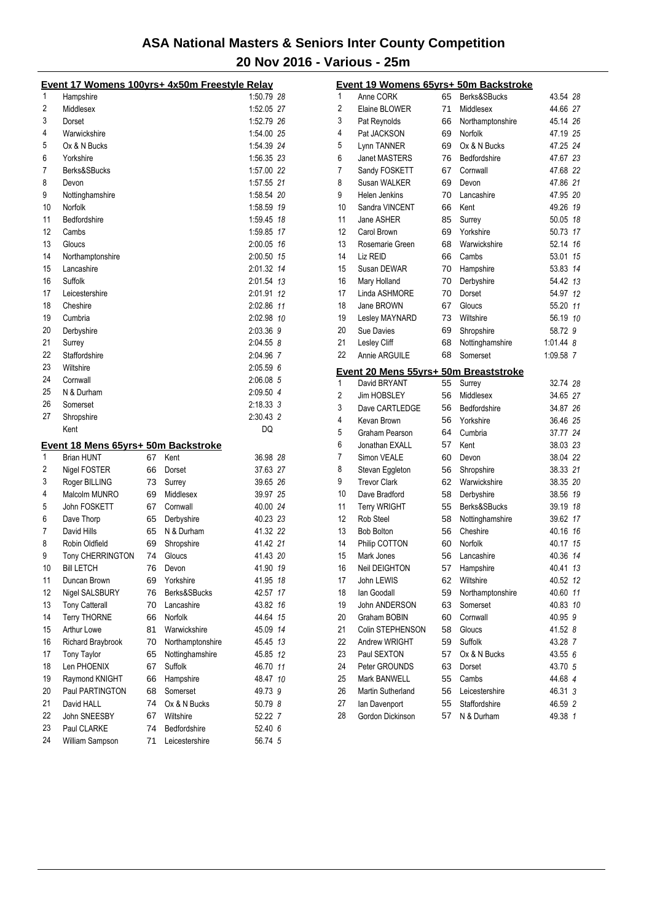# ASA National Masters & Seniors Inter County Competition

## 20 Nov 2016 - Various - 25m

### Event 17 Womens 100yrs+ 4x50m Freestyle Relay

| Place | Team | Time | Points |
|---|---|---|---|
| 1 | Hampshire | 1:50.79 | 28 |
| 2 | Middlesex | 1:52.05 | 27 |
| 3 | Dorset | 1:52.79 | 26 |
| 4 | Warwickshire | 1:54.00 | 25 |
| 5 | Ox & N Bucks | 1:54.39 | 24 |
| 6 | Yorkshire | 1:56.35 | 23 |
| 7 | Berks&SBucks | 1:57.00 | 22 |
| 8 | Devon | 1:57.55 | 21 |
| 9 | Nottinghamshire | 1:58.54 | 20 |
| 10 | Norfolk | 1:58.59 | 19 |
| 11 | Bedfordshire | 1:59.45 | 18 |
| 12 | Cambs | 1:59.85 | 17 |
| 13 | Gloucs | 2:00.05 | 16 |
| 14 | Northamptonshire | 2:00.50 | 15 |
| 15 | Lancashire | 2:01.32 | 14 |
| 16 | Suffolk | 2:01.54 | 13 |
| 17 | Leicestershire | 2:01.91 | 12 |
| 18 | Cheshire | 2:02.86 | 11 |
| 19 | Cumbria | 2:02.98 | 10 |
| 20 | Derbyshire | 2:03.36 | 9 |
| 21 | Surrey | 2:04.55 | 8 |
| 22 | Staffordshire | 2:04.96 | 7 |
| 23 | Wiltshire | 2:05.59 | 6 |
| 24 | Cornwall | 2:06.08 | 5 |
| 25 | N & Durham | 2:09.50 | 4 |
| 26 | Somerset | 2:18.33 | 3 |
| 27 | Shropshire | 2:30.43 | 2 |
| | Kent | DQ | |

### Event 18 Mens 65yrs+ 50m Backstroke

| Place | Name | Age | County | Time | Points |
|---|---|---|---|---|---|
| 1 | Brian HUNT | 67 | Kent | 36.98 | 28 |
| 2 | Nigel FOSTER | 66 | Dorset | 37.63 | 27 |
| 3 | Roger BILLING | 73 | Surrey | 39.65 | 26 |
| 4 | Malcolm MUNRO | 69 | Middlesex | 39.97 | 25 |
| 5 | John FOSKETT | 67 | Cornwall | 40.00 | 24 |
| 6 | Dave Thorp | 65 | Derbyshire | 40.23 | 23 |
| 7 | David Hills | 65 | N & Durham | 41.32 | 22 |
| 8 | Robin Oldfield | 69 | Shropshire | 41.42 | 21 |
| 9 | Tony CHERRINGTON | 74 | Gloucs | 41.43 | 20 |
| 10 | Bill LETCH | 76 | Devon | 41.90 | 19 |
| 11 | Duncan Brown | 69 | Yorkshire | 41.95 | 18 |
| 12 | Nigel SALSBURY | 76 | Berks&SBucks | 42.57 | 17 |
| 13 | Tony Catterall | 70 | Lancashire | 43.82 | 16 |
| 14 | Terry THORNE | 66 | Norfolk | 44.64 | 15 |
| 15 | Arthur Lowe | 81 | Warwickshire | 45.09 | 14 |
| 16 | Richard Braybrook | 70 | Northamptonshire | 45.45 | 13 |
| 17 | Tony Taylor | 65 | Nottinghamshire | 45.85 | 12 |
| 18 | Len PHOENIX | 67 | Suffolk | 46.70 | 11 |
| 19 | Raymond KNIGHT | 66 | Hampshire | 48.47 | 10 |
| 20 | Paul PARTINGTON | 68 | Somerset | 49.73 | 9 |
| 21 | David HALL | 74 | Ox & N Bucks | 50.79 | 8 |
| 22 | John SNEESBY | 67 | Wiltshire | 52.22 | 7 |
| 23 | Paul CLARKE | 74 | Bedfordshire | 52.40 | 6 |
| 24 | William Sampson | 71 | Leicestershire | 56.74 | 5 |

### Event 19 Womens 65yrs+ 50m Backstroke

| Place | Name | Age | County | Time | Points |
|---|---|---|---|---|---|
| 1 | Anne CORK | 65 | Berks&SBucks | 43.54 | 28 |
| 2 | Elaine BLOWER | 71 | Middlesex | 44.66 | 27 |
| 3 | Pat Reynolds | 66 | Northamptonshire | 45.14 | 26 |
| 4 | Pat JACKSON | 69 | Norfolk | 47.19 | 25 |
| 5 | Lynn TANNER | 69 | Ox & N Bucks | 47.25 | 24 |
| 6 | Janet MASTERS | 76 | Bedfordshire | 47.67 | 23 |
| 7 | Sandy FOSKETT | 67 | Cornwall | 47.68 | 22 |
| 8 | Susan WALKER | 69 | Devon | 47.86 | 21 |
| 9 | Helen Jenkins | 70 | Lancashire | 47.95 | 20 |
| 10 | Sandra VINCENT | 66 | Kent | 49.26 | 19 |
| 11 | Jane ASHER | 85 | Surrey | 50.05 | 18 |
| 12 | Carol Brown | 69 | Yorkshire | 50.73 | 17 |
| 13 | Rosemarie Green | 68 | Warwickshire | 52.14 | 16 |
| 14 | Liz REID | 66 | Cambs | 53.01 | 15 |
| 15 | Susan DEWAR | 70 | Hampshire | 53.83 | 14 |
| 16 | Mary Holland | 70 | Derbyshire | 54.42 | 13 |
| 17 | Linda ASHMORE | 70 | Dorset | 54.97 | 12 |
| 18 | Jane BROWN | 67 | Gloucs | 55.20 | 11 |
| 19 | Lesley MAYNARD | 73 | Wiltshire | 56.19 | 10 |
| 20 | Sue Davies | 69 | Shropshire | 58.72 | 9 |
| 21 | Lesley Cliff | 68 | Nottinghamshire | 1:01.44 | 8 |
| 22 | Annie ARGUILE | 68 | Somerset | 1:09.58 | 7 |

### Event 20 Mens 55yrs+ 50m Breaststroke

| Place | Name | Age | County | Time | Points |
|---|---|---|---|---|---|
| 1 | David BRYANT | 55 | Surrey | 32.74 | 28 |
| 2 | Jim HOBSLEY | 56 | Middlesex | 34.65 | 27 |
| 3 | Dave CARTLEDGE | 56 | Bedfordshire | 34.87 | 26 |
| 4 | Kevan Brown | 56 | Yorkshire | 36.46 | 25 |
| 5 | Graham Pearson | 64 | Cumbria | 37.77 | 24 |
| 6 | Jonathan EXALL | 57 | Kent | 38.03 | 23 |
| 7 | Simon VEALE | 60 | Devon | 38.04 | 22 |
| 8 | Stevan Eggleton | 56 | Shropshire | 38.33 | 21 |
| 9 | Trevor Clark | 62 | Warwickshire | 38.35 | 20 |
| 10 | Dave Bradford | 58 | Derbyshire | 38.56 | 19 |
| 11 | Terry WRIGHT | 55 | Berks&SBucks | 39.19 | 18 |
| 12 | Rob Steel | 58 | Nottinghamshire | 39.62 | 17 |
| 13 | Bob Bolton | 56 | Cheshire | 40.16 | 16 |
| 14 | Philip COTTON | 60 | Norfolk | 40.17 | 15 |
| 15 | Mark Jones | 56 | Lancashire | 40.36 | 14 |
| 16 | Neil DEIGHTON | 57 | Hampshire | 40.41 | 13 |
| 17 | John LEWIS | 62 | Wiltshire | 40.52 | 12 |
| 18 | Ian Goodall | 59 | Northamptonshire | 40.60 | 11 |
| 19 | John ANDERSON | 63 | Somerset | 40.83 | 10 |
| 20 | Graham BOBIN | 60 | Cornwall | 40.95 | 9 |
| 21 | Colin STEPHENSON | 58 | Gloucs | 41.52 | 8 |
| 22 | Andrew WRIGHT | 59 | Suffolk | 43.28 | 7 |
| 23 | Paul SEXTON | 57 | Ox & N Bucks | 43.55 | 6 |
| 24 | Peter GROUNDS | 63 | Dorset | 43.70 | 5 |
| 25 | Mark BANWELL | 55 | Cambs | 44.68 | 4 |
| 26 | Martin Sutherland | 56 | Leicestershire | 46.31 | 3 |
| 27 | Ian Davenport | 55 | Staffordshire | 46.59 | 2 |
| 28 | Gordon Dickinson | 57 | N & Durham | 49.38 | 1 |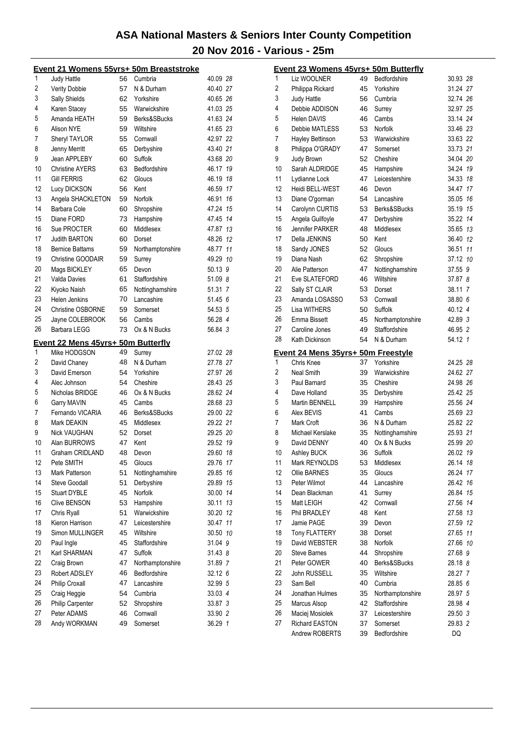# ASA National Masters & Seniors Inter County Competition

## 20 Nov 2016 - Various - 25m

### Event 21 Womens 55yrs+ 50m Breaststroke

| Place | Name | Age | County | Time | Points |
|---|---|---|---|---|---|
| 1 | Judy Hattle | 56 | Cumbria | 40.09 | 28 |
| 2 | Verity Dobbie | 57 | N & Durham | 40.40 | 27 |
| 3 | Sally Shields | 62 | Yorkshire | 40.65 | 26 |
| 4 | Karen Stacey | 55 | Warwickshire | 41.03 | 25 |
| 5 | Amanda HEATH | 59 | Berks&SBucks | 41.63 | 24 |
| 6 | Alison NYE | 59 | Wiltshire | 41.65 | 23 |
| 7 | Sheryl TAYLOR | 55 | Cornwall | 42.97 | 22 |
| 8 | Jenny Merritt | 65 | Derbyshire | 43.40 | 21 |
| 9 | Jean APPLEBY | 60 | Suffolk | 43.68 | 20 |
| 10 | Christine AYERS | 63 | Bedfordshire | 46.17 | 19 |
| 11 | Gill FERRIS | 62 | Glouc s | 46.19 | 18 |
| 12 | Lucy DICKSON | 56 | Kent | 46.59 | 17 |
| 13 | Angela SHACKLETON | 59 | Norfolk | 46.91 | 16 |
| 14 | Barbara Cole | 60 | Shropshire | 47.24 | 15 |
| 15 | Diane FORD | 73 | Hampshire | 47.45 | 14 |
| 16 | Sue PROCTER | 60 | Middlesex | 47.87 | 13 |
| 17 | Judith BARTON | 60 | Dorset | 48.26 | 12 |
| 18 | Bernice Battams | 59 | Northamptonshire | 48.77 | 11 |
| 19 | Christine GOODAIR | 59 | Surrey | 49.29 | 10 |
| 20 | Mags BICKLEY | 65 | Devon | 50.13 | 9 |
| 21 | Valda Davies | 61 | Staffordshire | 51.09 | 8 |
| 22 | Kiyoko Naish | 65 | Nottinghamshire | 51.31 | 7 |
| 23 | Helen Jenkins | 70 | Lancashire | 51.45 | 6 |
| 24 | Christine OSBORNE | 59 | Somerset | 54.53 | 5 |
| 25 | Jayne COLEBROOK | 56 | Cambs | 56.28 | 4 |
| 26 | Barbara LEGG | 73 | Ox & N Bucks | 56.84 | 3 |

### Event 22 Mens 45yrs+ 50m Butterfly

| Place | Name | Age | County | Time | Points |
|---|---|---|---|---|---|
| 1 | Mike HODGSON | 49 | Surrey | 27.02 | 28 |
| 2 | David Chaney | 48 | N & Durham | 27.78 | 27 |
| 3 | David Emerson | 54 | Yorkshire | 27.97 | 26 |
| 4 | Alec Johnson | 54 | Cheshire | 28.43 | 25 |
| 5 | Nicholas BRIDGE | 46 | Ox & N Bucks | 28.62 | 24 |
| 6 | Garry MAVIN | 45 | Cambs | 28.68 | 23 |
| 7 | Fernando VICARIA | 46 | Berks&SBucks | 29.00 | 22 |
| 8 | Mark DEAKIN | 45 | Middlesex | 29.22 | 21 |
| 9 | Nick VAUGHAN | 52 | Dorset | 29.25 | 20 |
| 10 | Alan BURROWS | 47 | Kent | 29.52 | 19 |
| 11 | Graham CRIDLAND | 48 | Devon | 29.60 | 18 |
| 12 | Pete SMITH | 45 | Gloucs | 29.76 | 17 |
| 13 | Mark Patterson | 51 | Nottinghamshire | 29.85 | 16 |
| 14 | Steve Goodall | 51 | Derbyshire | 29.89 | 15 |
| 15 | Stuart DYBLE | 45 | Norfolk | 30.00 | 14 |
| 16 | Clive BENSON | 53 | Hampshire | 30.11 | 13 |
| 17 | Chris Ryall | 51 | Warwickshire | 30.20 | 12 |
| 18 | Kieron Harrison | 47 | Leicestershire | 30.47 | 11 |
| 19 | Simon MULLINGER | 45 | Wiltshire | 30.50 | 10 |
| 20 | Paul Ingle | 45 | Staffordshire | 31.04 | 9 |
| 21 | Karl SHARMAN | 47 | Suffolk | 31.43 | 8 |
| 22 | Craig Brown | 47 | Northamptonshire | 31.89 | 7 |
| 23 | Robert ADSLEY | 46 | Bedfordshire | 32.12 | 6 |
| 24 | Philip Croxall | 47 | Lancashire | 32.99 | 5 |
| 25 | Craig Heggie | 54 | Cumbria | 33.03 | 4 |
| 26 | Philip Carpenter | 52 | Shropshire | 33.87 | 3 |
| 27 | Peter ADAMS | 46 | Cornwall | 33.90 | 2 |
| 28 | Andy WORKMAN | 49 | Somerset | 36.29 | 1 |

### Event 23 Womens 45yrs+ 50m Butterfly

| Place | Name | Age | County | Time | Points |
|---|---|---|---|---|---|
| 1 | Liz WOOLNER | 49 | Bedfordshire | 30.93 | 28 |
| 2 | Philippa Rickard | 45 | Yorkshire | 31.24 | 27 |
| 3 | Judy Hattle | 56 | Cumbria | 32.74 | 26 |
| 4 | Debbie ADDISON | 46 | Surrey | 32.97 | 25 |
| 5 | Helen DAVIS | 46 | Cambs | 33.14 | 24 |
| 6 | Debbie MATLESS | 53 | Norfolk | 33.46 | 23 |
| 7 | Hayley Bettinson | 53 | Warwickshire | 33.63 | 22 |
| 8 | Philippa O'GRADY | 47 | Somerset | 33.73 | 21 |
| 9 | Judy Brown | 52 | Cheshire | 34.04 | 20 |
| 10 | Sarah ALDRIDGE | 45 | Hampshire | 34.24 | 19 |
| 11 | Lydianne Lock | 47 | Leicestershire | 34.33 | 18 |
| 12 | Heidi BELL-WEST | 46 | Devon | 34.47 | 17 |
| 13 | Diane O'gorman | 54 | Lancashire | 35.05 | 16 |
| 14 | Carolynn CURTIS | 53 | Berks&SBucks | 35.19 | 15 |
| 15 | Angela Guilfoyle | 47 | Derbyshire | 35.22 | 14 |
| 16 | Jennifer PARKER | 48 | Middlesex | 35.65 | 13 |
| 17 | Della JENKINS | 50 | Kent | 36.40 | 12 |
| 18 | Sandy JONES | 52 | Gloucs | 36.51 | 11 |
| 19 | Diana Nash | 62 | Shropshire | 37.12 | 10 |
| 20 | Alie Patterson | 47 | Nottinghamshire | 37.55 | 9 |
| 21 | Eve SLATEFORD | 46 | Wiltshire | 37.87 | 8 |
| 22 | Sally ST CLAIR | 53 | Dorset | 38.11 | 7 |
| 23 | Amanda LOSASSO | 53 | Cornwall | 38.80 | 6 |
| 25 | Lisa WITHERS | 50 | Suffolk | 40.12 | 4 |
| 26 | Emma Bissett | 45 | Northamptonshire | 42.89 | 3 |
| 27 | Caroline Jones | 49 | Staffordshire | 46.95 | 2 |
| 28 | Kath Dickinson | 54 | N & Durham | 54.12 | 1 |

### Event 24 Mens 35yrs+ 50m Freestyle

| Place | Name | Age | County | Time | Points |
|---|---|---|---|---|---|
| 1 | Chris Knee | 37 | Yorkshire | 24.25 | 28 |
| 2 | Neal Smith | 39 | Warwickshire | 24.62 | 27 |
| 3 | Paul Barnard | 35 | Cheshire | 24.98 | 26 |
| 4 | Dave Holland | 35 | Derbyshire | 25.42 | 25 |
| 5 | Martin BENNELL | 39 | Hampshire | 25.56 | 24 |
| 6 | Alex BEVIS | 41 | Cambs | 25.69 | 23 |
| 7 | Mark Croft | 36 | N & Durham | 25.82 | 22 |
| 8 | Michael Kerslake | 35 | Nottinghamshire | 25.93 | 21 |
| 9 | David DENNY | 40 | Ox & N Bucks | 25.99 | 20 |
| 10 | Ashley BUCK | 36 | Suffolk | 26.02 | 19 |
| 11 | Mark REYNOLDS | 53 | Middlesex | 26.14 | 18 |
| 12 | Ollie BARNES | 35 | Gloucs | 26.24 | 17 |
| 13 | Peter Wilmot | 44 | Lancashire | 26.42 | 16 |
| 14 | Dean Blackman | 41 | Surrey | 26.84 | 15 |
| 15 | Matt LEIGH | 42 | Cornwall | 27.56 | 14 |
| 16 | Phil BRADLEY | 48 | Kent | 27.58 | 13 |
| 17 | Jamie PAGE | 39 | Devon | 27.59 | 12 |
| 18 | Tony FLATTERY | 38 | Dorset | 27.65 | 11 |
| 19 | David WEBSTER | 38 | Norfolk | 27.66 | 10 |
| 20 | Steve Barnes | 44 | Shropshire | 27.68 | 9 |
| 21 | Peter GOWER | 40 | Berks&SBucks | 28.18 | 8 |
| 22 | John RUSSELL | 35 | Wiltshire | 28.27 | 7 |
| 23 | Sam Bell | 40 | Cumbria | 28.85 | 6 |
| 24 | Jonathan Hulmes | 35 | Northamptonshire | 28.97 | 5 |
| 25 | Marcus Alsop | 42 | Staffordshire | 28.98 | 4 |
| 26 | Maciej Mosiolek | 37 | Leicestershire | 29.50 | 3 |
| 27 | Richard EASTON | 37 | Somerset | 29.83 | 2 |
| | Andrew ROBERTS | 39 | Bedfordshire | DQ | |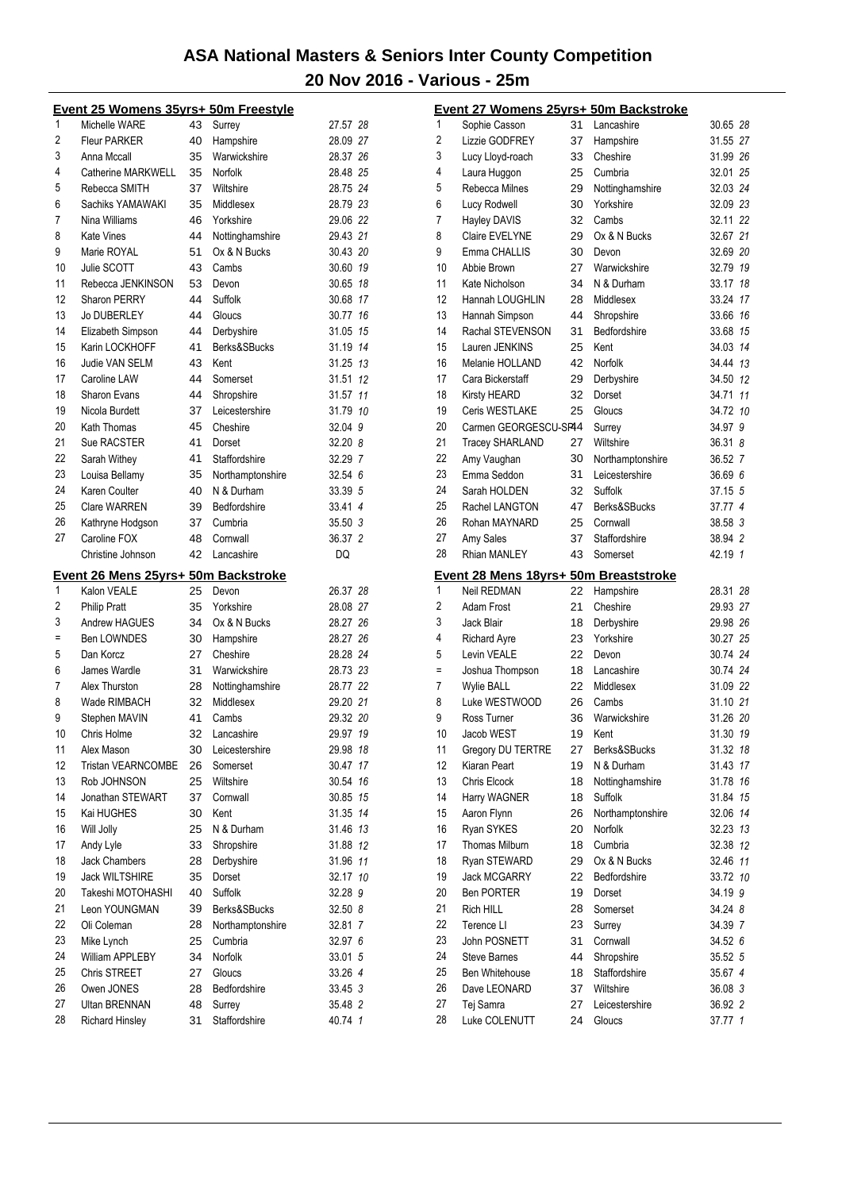# ASA National Masters & Seniors Inter County Competition

## 20 Nov 2016 - Various - 25m

### Event 25 Womens 35yrs+ 50m Freestyle

| Place | Name | Age | County | Time | Points |
|---|---|---|---|---|---|
| 1 | Michelle WARE | 43 | Surrey | 27.57 | 28 |
| 2 | Fleur PARKER | 40 | Hampshire | 28.09 | 27 |
| 3 | Anna Mccall | 35 | Warwickshire | 28.37 | 26 |
| 4 | Catherine MARKWELL | 35 | Norfolk | 28.48 | 25 |
| 5 | Rebecca SMITH | 37 | Wiltshire | 28.75 | 24 |
| 6 | Sachiks YAMAWAKI | 35 | Middlesex | 28.79 | 23 |
| 7 | Nina Williams | 46 | Yorkshire | 29.06 | 22 |
| 8 | Kate Vines | 44 | Nottinghamshire | 29.43 | 21 |
| 9 | Marie ROYAL | 51 | Ox & N Bucks | 30.43 | 20 |
| 10 | Julie SCOTT | 43 | Cambs | 30.60 | 19 |
| 11 | Rebecca JENKINSON | 53 | Devon | 30.65 | 18 |
| 12 | Sharon PERRY | 44 | Suffolk | 30.68 | 17 |
| 13 | Jo DUBERLEY | 44 | Gloucs | 30.77 | 16 |
| 14 | Elizabeth Simpson | 44 | Derbyshire | 31.05 | 15 |
| 15 | Karin LOCKHOFF | 41 | Berks&SBucks | 31.19 | 14 |
| 16 | Judie VAN SELM | 43 | Kent | 31.25 | 13 |
| 17 | Caroline LAW | 44 | Somerset | 31.51 | 12 |
| 18 | Sharon Evans | 44 | Shropshire | 31.57 | 11 |
| 19 | Nicola Burdett | 37 | Leicestershire | 31.79 | 10 |
| 20 | Kath Thomas | 45 | Cheshire | 32.04 | 9 |
| 21 | Sue RACSTER | 41 | Dorset | 32.20 | 8 |
| 22 | Sarah Withey | 41 | Staffordshire | 32.29 | 7 |
| 23 | Louisa Bellamy | 35 | Northamptonshire | 32.54 | 6 |
| 24 | Karen Coulter | 40 | N & Durham | 33.39 | 5 |
| 25 | Clare WARREN | 39 | Bedfordshire | 33.41 | 4 |
| 26 | Kathryne Hodgson | 37 | Cumbria | 35.50 | 3 |
| 27 | Caroline FOX | 48 | Cornwall | 36.37 | 2 |
| | Christine Johnson | 42 | Lancashire | DQ | |

### Event 26 Mens 25yrs+ 50m Backstroke

| Place | Name | Age | County | Time | Points |
|---|---|---|---|---|---|
| 1 | Kalon VEALE | 25 | Devon | 26.37 | 28 |
| 2 | Philip Pratt | 35 | Yorkshire | 28.08 | 27 |
| 3 | Andrew HAGUES | 34 | Ox & N Bucks | 28.27 | 26 |
| = | Ben LOWNDES | 30 | Hampshire | 28.27 | 26 |
| 5 | Dan Korcz | 27 | Cheshire | 28.28 | 24 |
| 6 | James Wardle | 31 | Warwickshire | 28.73 | 23 |
| 7 | Alex Thurston | 28 | Nottinghamshire | 28.77 | 22 |
| 8 | Wade RIMBACH | 32 | Middlesex | 29.20 | 21 |
| 9 | Stephen MAVIN | 41 | Cambs | 29.32 | 20 |
| 10 | Chris Holme | 32 | Lancashire | 29.97 | 19 |
| 11 | Alex Mason | 30 | Leicestershire | 29.98 | 18 |
| 12 | Tristan VEARNCOMBE | 26 | Somerset | 30.47 | 17 |
| 13 | Rob JOHNSON | 25 | Wiltshire | 30.54 | 16 |
| 14 | Jonathan STEWART | 37 | Cornwall | 30.85 | 15 |
| 15 | Kai HUGHES | 30 | Kent | 31.35 | 14 |
| 16 | Will Jolly | 25 | N & Durham | 31.46 | 13 |
| 17 | Andy Lyle | 33 | Shropshire | 31.88 | 12 |
| 18 | Jack Chambers | 28 | Derbyshire | 31.96 | 11 |
| 19 | Jack WILTSHIRE | 35 | Dorset | 32.17 | 10 |
| 20 | Takeshi MOTOHASHI | 40 | Suffolk | 32.28 | 9 |
| 21 | Leon YOUNGMAN | 39 | Berks&SBucks | 32.50 | 8 |
| 22 | Oli Coleman | 28 | Northamptonshire | 32.81 | 7 |
| 23 | Mike Lynch | 25 | Cumbria | 32.97 | 6 |
| 24 | William APPLEBY | 34 | Norfolk | 33.01 | 5 |
| 25 | Chris STREET | 27 | Gloucs | 33.26 | 4 |
| 26 | Owen JONES | 28 | Bedfordshire | 33.45 | 3 |
| 27 | Ultan BRENNAN | 48 | Surrey | 35.48 | 2 |
| 28 | Richard Hinsley | 31 | Staffordshire | 40.74 | 1 |

### Event 27 Womens 25yrs+ 50m Backstroke

| Place | Name | Age | County | Time | Points |
|---|---|---|---|---|---|
| 1 | Sophie Casson | 31 | Lancashire | 30.65 | 28 |
| 2 | Lizzie GODFREY | 37 | Hampshire | 31.55 | 27 |
| 3 | Lucy Lloyd-roach | 33 | Cheshire | 31.99 | 26 |
| 4 | Laura Huggon | 25 | Cumbria | 32.01 | 25 |
| 5 | Rebecca Milnes | 29 | Nottinghamshire | 32.03 | 24 |
| 6 | Lucy Rodwell | 30 | Yorkshire | 32.09 | 23 |
| 7 | Hayley DAVIS | 32 | Cambs | 32.11 | 22 |
| 8 | Claire EVELYNE | 29 | Ox & N Bucks | 32.67 | 21 |
| 9 | Emma CHALLIS | 30 | Devon | 32.69 | 20 |
| 10 | Abbie Brown | 27 | Warwickshire | 32.79 | 19 |
| 11 | Kate Nicholson | 34 | N & Durham | 33.17 | 18 |
| 12 | Hannah LOUGHLIN | 28 | Middlesex | 33.24 | 17 |
| 13 | Hannah Simpson | 44 | Shropshire | 33.66 | 16 |
| 14 | Rachal STEVENSON | 31 | Bedfordshire | 33.68 | 15 |
| 15 | Lauren JENKINS | 25 | Kent | 34.03 | 14 |
| 16 | Melanie HOLLAND | 42 | Norfolk | 34.44 | 13 |
| 17 | Cara Bickerstaff | 29 | Derbyshire | 34.50 | 12 |
| 18 | Kirsty HEARD | 32 | Dorset | 34.71 | 11 |
| 19 | Ceris WESTLAKE | 25 | Gloucs | 34.72 | 10 |
| 20 | Carmen GEORGESCU-SP | 44 | Surrey | 34.97 | 9 |
| 21 | Tracey SHARLAND | 27 | Wiltshire | 36.31 | 8 |
| 22 | Amy Vaughan | 30 | Northamptonshire | 36.52 | 7 |
| 23 | Emma Seddon | 31 | Leicestershire | 36.69 | 6 |
| 24 | Sarah HOLDEN | 32 | Suffolk | 37.15 | 5 |
| 25 | Rachel LANGTON | 47 | Berks&SBucks | 37.77 | 4 |
| 26 | Rohan MAYNARD | 25 | Cornwall | 38.58 | 3 |
| 27 | Amy Sales | 37 | Staffordshire | 38.94 | 2 |
| 28 | Rhian MANLEY | 43 | Somerset | 42.19 | 1 |

### Event 28 Mens 18yrs+ 50m Breaststroke

| Place | Name | Age | County | Time | Points |
|---|---|---|---|---|---|
| 1 | Neil REDMAN | 22 | Hampshire | 28.31 | 28 |
| 2 | Adam Frost | 21 | Cheshire | 29.93 | 27 |
| 3 | Jack Blair | 18 | Derbyshire | 29.98 | 26 |
| 4 | Richard Ayre | 23 | Yorkshire | 30.27 | 25 |
| 5 | Levin VEALE | 22 | Devon | 30.74 | 24 |
| = | Joshua Thompson | 18 | Lancashire | 30.74 | 24 |
| 7 | Wylie BALL | 22 | Middlesex | 31.09 | 22 |
| 8 | Luke WESTWOOD | 26 | Cambs | 31.10 | 21 |
| 9 | Ross Turner | 36 | Warwickshire | 31.26 | 20 |
| 10 | Jacob WEST | 19 | Kent | 31.30 | 19 |
| 11 | Gregory DU TERTRE | 27 | Berks&SBucks | 31.32 | 18 |
| 12 | Kiaran Peart | 19 | N & Durham | 31.43 | 17 |
| 13 | Chris Elcock | 18 | Nottinghamshire | 31.78 | 16 |
| 14 | Harry WAGNER | 18 | Suffolk | 31.84 | 15 |
| 15 | Aaron Flynn | 26 | Northamptonshire | 32.06 | 14 |
| 16 | Ryan SYKES | 20 | Norfolk | 32.23 | 13 |
| 17 | Thomas Milburn | 18 | Cumbria | 32.38 | 12 |
| 18 | Ryan STEWARD | 29 | Ox & N Bucks | 32.46 | 11 |
| 19 | Jack MCGARRY | 22 | Bedfordshire | 33.72 | 10 |
| 20 | Ben PORTER | 19 | Dorset | 34.19 | 9 |
| 21 | Rich HILL | 28 | Somerset | 34.24 | 8 |
| 22 | Terence LI | 23 | Surrey | 34.39 | 7 |
| 23 | John POSNETT | 31 | Cornwall | 34.52 | 6 |
| 24 | Steve Barnes | 44 | Shropshire | 35.52 | 5 |
| 25 | Ben Whitehouse | 18 | Staffordshire | 35.67 | 4 |
| 26 | Dave LEONARD | 37 | Wiltshire | 36.08 | 3 |
| 27 | Tej Samra | 27 | Leicestershire | 36.92 | 2 |
| 28 | Luke COLENUTT | 24 | Gloucs | 37.77 | 1 |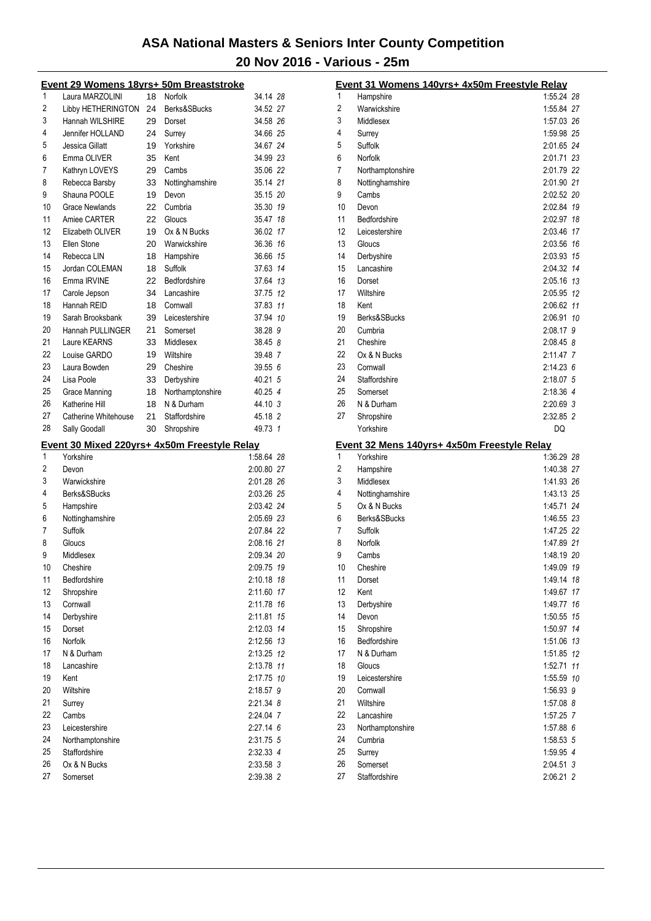# ASA National Masters & Seniors Inter County Competition

## 20 Nov 2016 - Various - 25m

### Event 29 Womens 18yrs+ 50m Breaststroke

| Place | Name | Age | County | Time | Points |
|---|---|---|---|---|---|
| 1 | Laura MARZOLINI | 18 | Norfolk | 34.14 | 28 |
| 2 | Libby HETHERINGTON | 24 | Berks&SBucks | 34.52 | 27 |
| 3 | Hannah WILSHIRE | 29 | Dorset | 34.58 | 26 |
| 4 | Jennifer HOLLAND | 24 | Surrey | 34.66 | 25 |
| 5 | Jessica Gillatt | 19 | Yorkshire | 34.67 | 24 |
| 6 | Emma OLIVER | 35 | Kent | 34.99 | 23 |
| 7 | Kathryn LOVEYS | 29 | Cambs | 35.06 | 22 |
| 8 | Rebecca Barsby | 33 | Nottinghamshire | 35.14 | 21 |
| 9 | Shauna POOLE | 19 | Devon | 35.15 | 20 |
| 10 | Grace Newlands | 22 | Cumbria | 35.30 | 19 |
| 11 | Amiee CARTER | 22 | Gloucs | 35.47 | 18 |
| 12 | Elizabeth OLIVER | 19 | Ox & N Bucks | 36.02 | 17 |
| 13 | Ellen Stone | 20 | Warwickshire | 36.36 | 16 |
| 14 | Rebecca LIN | 18 | Hampshire | 36.66 | 15 |
| 15 | Jordan COLEMAN | 18 | Suffolk | 37.63 | 14 |
| 16 | Emma IRVINE | 22 | Bedfordshire | 37.64 | 13 |
| 17 | Carole Jepson | 34 | Lancashire | 37.75 | 12 |
| 18 | Hannah REID | 18 | Cornwall | 37.83 | 11 |
| 19 | Sarah Brooksbank | 39 | Leicestershire | 37.94 | 10 |
| 20 | Hannah PULLINGER | 21 | Somerset | 38.28 | 9 |
| 21 | Laure KEARNS | 33 | Middlesex | 38.45 | 8 |
| 22 | Louise GARDO | 19 | Wiltshire | 39.48 | 7 |
| 23 | Laura Bowden | 29 | Cheshire | 39.55 | 6 |
| 24 | Lisa Poole | 33 | Derbyshire | 40.21 | 5 |
| 25 | Grace Manning | 18 | Northamptonshire | 40.25 | 4 |
| 26 | Katherine Hill | 18 | N & Durham | 44.10 | 3 |
| 27 | Catherine Whitehouse | 21 | Staffordshire | 45.18 | 2 |
| 28 | Sally Goodall | 30 | Shropshire | 49.73 | 1 |

### Event 30 Mixed 220yrs+ 4x50m Freestyle Relay

| Place | Team | Time | Points |
|---|---|---|---|
| 1 | Yorkshire | 1:58.64 | 28 |
| 2 | Devon | 2:00.80 | 27 |
| 3 | Warwickshire | 2:01.28 | 26 |
| 4 | Berks&SBucks | 2:03.26 | 25 |
| 5 | Hampshire | 2:03.42 | 24 |
| 6 | Nottinghamshire | 2:05.69 | 23 |
| 7 | Suffolk | 2:07.84 | 22 |
| 8 | Gloucs | 2:08.16 | 21 |
| 9 | Middlesex | 2:09.34 | 20 |
| 10 | Cheshire | 2:09.75 | 19 |
| 11 | Bedfordshire | 2:10.18 | 18 |
| 12 | Shropshire | 2:11.60 | 17 |
| 13 | Cornwall | 2:11.78 | 16 |
| 14 | Derbyshire | 2:11.81 | 15 |
| 15 | Dorset | 2:12.03 | 14 |
| 16 | Norfolk | 2:12.56 | 13 |
| 17 | N & Durham | 2:13.25 | 12 |
| 18 | Lancashire | 2:13.78 | 11 |
| 19 | Kent | 2:17.75 | 10 |
| 20 | Wiltshire | 2:18.57 | 9 |
| 21 | Surrey | 2:21.34 | 8 |
| 22 | Cambs | 2:24.04 | 7 |
| 23 | Leicestershire | 2:27.14 | 6 |
| 24 | Northamptonshire | 2:31.75 | 5 |
| 25 | Staffordshire | 2:32.33 | 4 |
| 26 | Ox & N Bucks | 2:33.58 | 3 |
| 27 | Somerset | 2:39.38 | 2 |

### Event 31 Womens 140yrs+ 4x50m Freestyle Relay

| Place | Team | Time | Points |
|---|---|---|---|
| 1 | Hampshire | 1:55.24 | 28 |
| 2 | Warwickshire | 1:55.84 | 27 |
| 3 | Middlesex | 1:57.03 | 26 |
| 4 | Surrey | 1:59.98 | 25 |
| 5 | Suffolk | 2:01.65 | 24 |
| 6 | Norfolk | 2:01.71 | 23 |
| 7 | Northamptonshire | 2:01.79 | 22 |
| 8 | Nottinghamshire | 2:01.90 | 21 |
| 9 | Cambs | 2:02.52 | 20 |
| 10 | Devon | 2:02.84 | 19 |
| 11 | Bedfordshire | 2:02.97 | 18 |
| 12 | Leicestershire | 2:03.46 | 17 |
| 13 | Gloucs | 2:03.56 | 16 |
| 14 | Derbyshire | 2:03.93 | 15 |
| 15 | Lancashire | 2:04.32 | 14 |
| 16 | Dorset | 2:05.16 | 13 |
| 17 | Wiltshire | 2:05.95 | 12 |
| 18 | Kent | 2:06.62 | 11 |
| 19 | Berks&SBucks | 2:06.91 | 10 |
| 20 | Cumbria | 2:08.17 | 9 |
| 21 | Cheshire | 2:08.45 | 8 |
| 22 | Ox & N Bucks | 2:11.47 | 7 |
| 23 | Cornwall | 2:14.23 | 6 |
| 24 | Staffordshire | 2:18.07 | 5 |
| 25 | Somerset | 2:18.36 | 4 |
| 26 | N & Durham | 2:20.69 | 3 |
| 27 | Shropshire | 2:32.85 | 2 |
| | Yorkshire | DQ | |

### Event 32 Mens 140yrs+ 4x50m Freestyle Relay

| Place | Team | Time | Points |
|---|---|---|---|
| 1 | Yorkshire | 1:36.29 | 28 |
| 2 | Hampshire | 1:40.38 | 27 |
| 3 | Middlesex | 1:41.93 | 26 |
| 4 | Nottinghamshire | 1:43.13 | 25 |
| 5 | Ox & N Bucks | 1:45.71 | 24 |
| 6 | Berks&SBucks | 1:46.55 | 23 |
| 7 | Suffolk | 1:47.25 | 22 |
| 8 | Norfolk | 1:47.89 | 21 |
| 9 | Cambs | 1:48.19 | 20 |
| 10 | Cheshire | 1:49.09 | 19 |
| 11 | Dorset | 1:49.14 | 18 |
| 12 | Kent | 1:49.67 | 17 |
| 13 | Derbyshire | 1:49.77 | 16 |
| 14 | Devon | 1:50.55 | 15 |
| 15 | Shropshire | 1:50.97 | 14 |
| 16 | Bedfordshire | 1:51.06 | 13 |
| 17 | N & Durham | 1:51.85 | 12 |
| 18 | Gloucs | 1:52.71 | 11 |
| 19 | Leicestershire | 1:55.59 | 10 |
| 20 | Cornwall | 1:56.93 | 9 |
| 21 | Wiltshire | 1:57.08 | 8 |
| 22 | Lancashire | 1:57.25 | 7 |
| 23 | Northamptonshire | 1:57.88 | 6 |
| 24 | Cumbria | 1:58.53 | 5 |
| 25 | Surrey | 1:59.95 | 4 |
| 26 | Somerset | 2:04.51 | 3 |
| 27 | Staffordshire | 2:06.21 | 2 |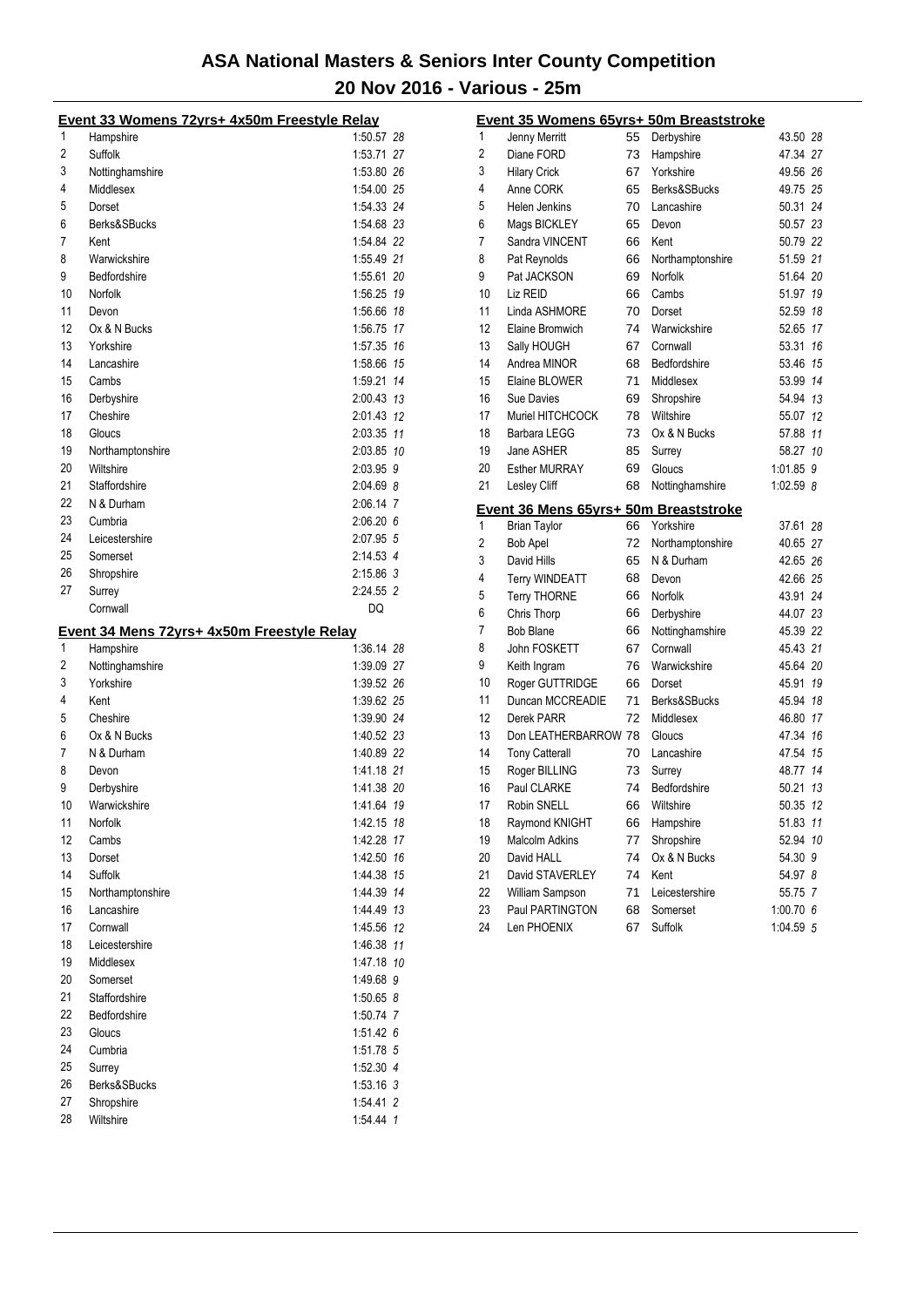# ASA National Masters & Seniors Inter County Competition

## 20 Nov 2016 - Various - 25m

### Event 33 Womens 72yrs+ 4x50m Freestyle Relay

| Place | Team | Time | Points |
|---|---|---|---|
| 1 | Hampshire | 1:50.57 | 28 |
| 2 | Suffolk | 1:53.71 | 27 |
| 3 | Nottinghamshire | 1:53.80 | 26 |
| 4 | Middlesex | 1:54.00 | 25 |
| 5 | Dorset | 1:54.33 | 24 |
| 6 | Berks&SBucks | 1:54.68 | 23 |
| 7 | Kent | 1:54.84 | 22 |
| 8 | Warwickshire | 1:55.49 | 21 |
| 9 | Bedfordshire | 1:55.61 | 20 |
| 10 | Norfolk | 1:56.25 | 19 |
| 11 | Devon | 1:56.66 | 18 |
| 12 | Ox & N Bucks | 1:56.75 | 17 |
| 13 | Yorkshire | 1:57.35 | 16 |
| 14 | Lancashire | 1:58.66 | 15 |
| 15 | Cambs | 1:59.21 | 14 |
| 16 | Derbyshire | 2:00.43 | 13 |
| 17 | Cheshire | 2:01.43 | 12 |
| 18 | Gloucs | 2:03.35 | 11 |
| 19 | Northamptonshire | 2:03.85 | 10 |
| 20 | Wiltshire | 2:03.95 | 9 |
| 21 | Staffordshire | 2:04.69 | 8 |
| 22 | N & Durham | 2:06.14 | 7 |
| 23 | Cumbria | 2:06.20 | 6 |
| 24 | Leicestershire | 2:07.95 | 5 |
| 25 | Somerset | 2:14.53 | 4 |
| 26 | Shropshire | 2:15.86 | 3 |
| 27 | Surrey | 2:24.55 | 2 |
| | Cornwall | DQ | |

### Event 34 Mens 72yrs+ 4x50m Freestyle Relay

| Place | Team | Time | Points |
|---|---|---|---|
| 1 | Hampshire | 1:36.14 | 28 |
| 2 | Nottinghamshire | 1:39.09 | 27 |
| 3 | Yorkshire | 1:39.52 | 26 |
| 4 | Kent | 1:39.62 | 25 |
| 5 | Cheshire | 1:39.90 | 24 |
| 6 | Ox & N Bucks | 1:40.52 | 23 |
| 7 | N & Durham | 1:40.89 | 22 |
| 8 | Devon | 1:41.18 | 21 |
| 9 | Derbyshire | 1:41.38 | 20 |
| 10 | Warwickshire | 1:41.64 | 19 |
| 11 | Norfolk | 1:42.15 | 18 |
| 12 | Cambs | 1:42.28 | 17 |
| 13 | Dorset | 1:42.50 | 16 |
| 14 | Suffolk | 1:44.38 | 15 |
| 15 | Northamptonshire | 1:44.39 | 14 |
| 16 | Lancashire | 1:44.49 | 13 |
| 17 | Cornwall | 1:45.56 | 12 |
| 18 | Leicestershire | 1:46.38 | 11 |
| 19 | Middlesex | 1:47.18 | 10 |
| 20 | Somerset | 1:49.68 | 9 |
| 21 | Staffordshire | 1:50.65 | 8 |
| 22 | Bedfordshire | 1:50.74 | 7 |
| 23 | Gloucs | 1:51.42 | 6 |
| 24 | Cumbria | 1:51.78 | 5 |
| 25 | Surrey | 1:52.30 | 4 |
| 26 | Berks&SBucks | 1:53.16 | 3 |
| 27 | Shropshire | 1:54.41 | 2 |
| 28 | Wiltshire | 1:54.44 | 1 |

### Event 35 Womens 65yrs+ 50m Breaststroke

| Place | Name | Age | Team | Time | Points |
|---|---|---|---|---|---|
| 1 | Jenny Merritt | 55 | Derbyshire | 43.50 | 28 |
| 2 | Diane FORD | 73 | Hampshire | 47.34 | 27 |
| 3 | Hilary Crick | 67 | Yorkshire | 49.56 | 26 |
| 4 | Anne CORK | 65 | Berks&SBucks | 49.75 | 25 |
| 5 | Helen Jenkins | 70 | Lancashire | 50.31 | 24 |
| 6 | Mags BICKLEY | 65 | Devon | 50.57 | 23 |
| 7 | Sandra VINCENT | 66 | Kent | 50.79 | 22 |
| 8 | Pat Reynolds | 66 | Northamptonshire | 51.59 | 21 |
| 9 | Pat JACKSON | 69 | Norfolk | 51.64 | 20 |
| 10 | Liz REID | 66 | Cambs | 51.97 | 19 |
| 11 | Linda ASHMORE | 70 | Dorset | 52.59 | 18 |
| 12 | Elaine Bromwich | 74 | Warwickshire | 52.65 | 17 |
| 13 | Sally HOUGH | 67 | Cornwall | 53.31 | 16 |
| 14 | Andrea MINOR | 68 | Bedfordshire | 53.46 | 15 |
| 15 | Elaine BLOWER | 71 | Middlesex | 53.99 | 14 |
| 16 | Sue Davies | 69 | Shropshire | 54.94 | 13 |
| 17 | Muriel HITCHCOCK | 78 | Wiltshire | 55.07 | 12 |
| 18 | Barbara LEGG | 73 | Ox & N Bucks | 57.88 | 11 |
| 19 | Jane ASHER | 85 | Surrey | 58.27 | 10 |
| 20 | Esther MURRAY | 69 | Gloucs | 1:01.85 | 9 |
| 21 | Lesley Cliff | 68 | Nottinghamshire | 1:02.59 | 8 |

### Event 36 Mens 65yrs+ 50m Breaststroke

| Place | Name | Age | Team | Time | Points |
|---|---|---|---|---|---|
| 1 | Brian Taylor | 66 | Yorkshire | 37.61 | 28 |
| 2 | Bob Apel | 72 | Northamptonshire | 40.65 | 27 |
| 3 | David Hills | 65 | N & Durham | 42.65 | 26 |
| 4 | Terry WINDEATT | 68 | Devon | 42.66 | 25 |
| 5 | Terry THORNE | 66 | Norfolk | 43.91 | 24 |
| 6 | Chris Thorp | 66 | Derbyshire | 44.07 | 23 |
| 7 | Bob Blane | 66 | Nottinghamshire | 45.39 | 22 |
| 8 | John FOSKETT | 67 | Cornwall | 45.43 | 21 |
| 9 | Keith Ingram | 76 | Warwickshire | 45.64 | 20 |
| 10 | Roger GUTTRIDGE | 66 | Dorset | 45.91 | 19 |
| 11 | Duncan MCCREADIE | 71 | Berks&SBucks | 45.94 | 18 |
| 12 | Derek PARR | 72 | Middlesex | 46.80 | 17 |
| 13 | Don LEATHERBARROW | 78 | Gloucs | 47.34 | 16 |
| 14 | Tony Catterall | 70 | Lancashire | 47.54 | 15 |
| 15 | Roger BILLING | 73 | Surrey | 48.77 | 14 |
| 16 | Paul CLARKE | 74 | Bedfordshire | 50.21 | 13 |
| 17 | Robin SNELL | 66 | Wiltshire | 50.35 | 12 |
| 18 | Raymond KNIGHT | 66 | Hampshire | 51.83 | 11 |
| 19 | Malcolm Adkins | 77 | Shropshire | 52.94 | 10 |
| 20 | David HALL | 74 | Ox & N Bucks | 54.30 | 9 |
| 21 | David STAVERLEY | 74 | Kent | 54.97 | 8 |
| 22 | William Sampson | 71 | Leicestershire | 55.75 | 7 |
| 23 | Paul PARTINGTON | 68 | Somerset | 1:00.70 | 6 |
| 24 | Len PHOENIX | 67 | Suffolk | 1:04.59 | 5 |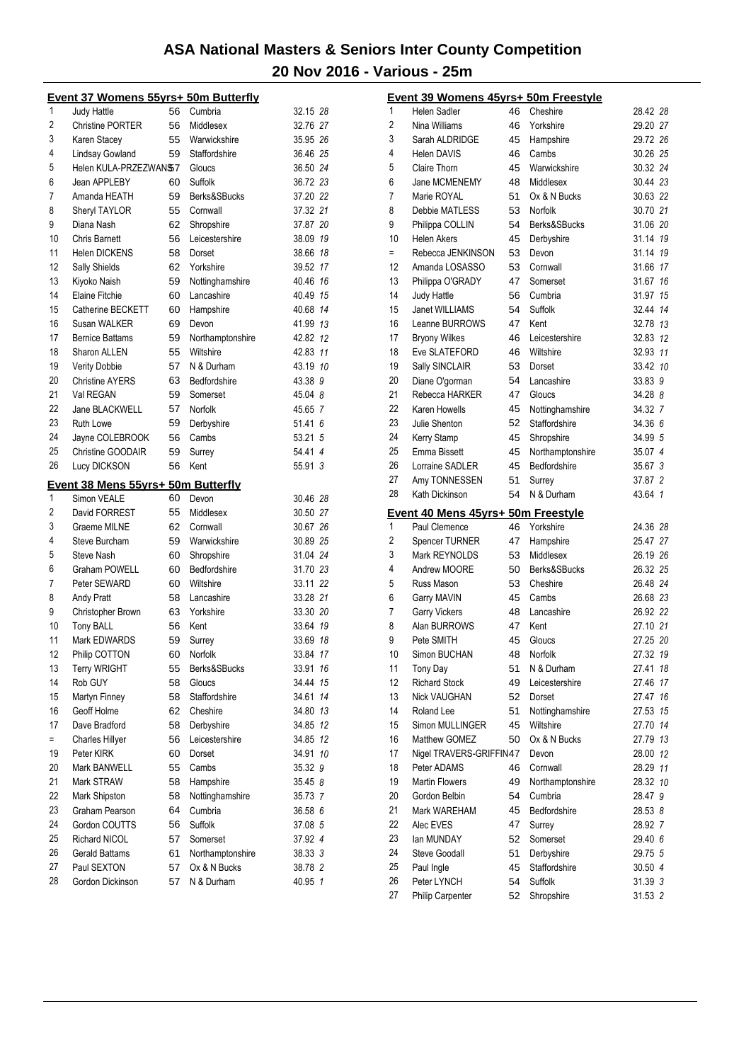# ASA National Masters & Seniors Inter County Competition

## 20 Nov 2016 - Various - 25m

### Event 37 Womens 55yrs+ 50m Butterfly

| Place | Name | Age | County | Time | Points |
|---|---|---|---|---|---|
| 1 | Judy Hattle | 56 | Cumbria | 32.15 | 28 |
| 2 | Christine PORTER | 56 | Middlesex | 32.76 | 27 |
| 3 | Karen Stacey | 55 | Warwickshire | 35.95 | 26 |
| 4 | Lindsay Gowland | 59 | Staffordshire | 36.46 | 25 |
| 5 | Helen KULA-PRZEZWANSKI | 57 | Gloucs | 36.50 | 24 |
| 6 | Jean APPLEBY | 60 | Suffolk | 36.72 | 23 |
| 7 | Amanda HEATH | 59 | Berks&SBucks | 37.20 | 22 |
| 8 | Sheryl TAYLOR | 55 | Cornwall | 37.32 | 21 |
| 9 | Diana Nash | 62 | Shropshire | 37.87 | 20 |
| 10 | Chris Barnett | 56 | Leicestershire | 38.09 | 19 |
| 11 | Helen DICKENS | 58 | Dorset | 38.66 | 18 |
| 12 | Sally Shields | 62 | Yorkshire | 39.52 | 17 |
| 13 | Kiyoko Naish | 59 | Nottinghamshire | 40.46 | 16 |
| 14 | Elaine Fitchie | 60 | Lancashire | 40.49 | 15 |
| 15 | Catherine BECKETT | 60 | Hampshire | 40.68 | 14 |
| 16 | Susan WALKER | 69 | Devon | 41.99 | 13 |
| 17 | Bernice Battams | 59 | Northamptonshire | 42.82 | 12 |
| 18 | Sharon ALLEN | 55 | Wiltshire | 42.83 | 11 |
| 19 | Verity Dobbie | 57 | N & Durham | 43.19 | 10 |
| 20 | Christine AYERS | 63 | Bedfordshire | 43.38 | 9 |
| 21 | Val REGAN | 59 | Somerset | 45.04 | 8 |
| 22 | Jane BLACKWELL | 57 | Norfolk | 45.65 | 7 |
| 23 | Ruth Lowe | 59 | Derbyshire | 51.41 | 6 |
| 24 | Jayne COLEBROOK | 56 | Cambs | 53.21 | 5 |
| 25 | Christine GOODAIR | 59 | Surrey | 54.41 | 4 |
| 26 | Lucy DICKSON | 56 | Kent | 55.91 | 3 |

### Event 38 Mens 55yrs+ 50m Butterfly

| Place | Name | Age | County | Time | Points |
|---|---|---|---|---|---|
| 1 | Simon VEALE | 60 | Devon | 30.46 | 28 |
| 2 | David FORREST | 55 | Middlesex | 30.50 | 27 |
| 3 | Graeme MILNE | 62 | Cornwall | 30.67 | 26 |
| 4 | Steve Burcham | 59 | Warwickshire | 30.89 | 25 |
| 5 | Steve Nash | 60 | Shropshire | 31.04 | 24 |
| 6 | Graham POWELL | 60 | Bedfordshire | 31.70 | 23 |
| 7 | Peter SEWARD | 60 | Wiltshire | 33.11 | 22 |
| 8 | Andy Pratt | 58 | Lancashire | 33.28 | 21 |
| 9 | Christopher Brown | 63 | Yorkshire | 33.30 | 20 |
| 10 | Tony BALL | 56 | Kent | 33.64 | 19 |
| 11 | Mark EDWARDS | 59 | Surrey | 33.69 | 18 |
| 12 | Philip COTTON | 60 | Norfolk | 33.84 | 17 |
| 13 | Terry WRIGHT | 55 | Berks&SBucks | 33.91 | 16 |
| 14 | Rob GUY | 58 | Gloucs | 34.44 | 15 |
| 15 | Martyn Finney | 58 | Staffordshire | 34.61 | 14 |
| 16 | Geoff Holme | 62 | Cheshire | 34.80 | 13 |
| 17 | Dave Bradford | 58 | Derbyshire | 34.85 | 12 |
| = | Charles Hillyer | 56 | Leicestershire | 34.85 | 12 |
| 19 | Peter KIRK | 60 | Dorset | 34.91 | 10 |
| 20 | Mark BANWELL | 55 | Cambs | 35.32 | 9 |
| 21 | Mark STRAW | 58 | Hampshire | 35.45 | 8 |
| 22 | Mark Shipston | 58 | Nottinghamshire | 35.73 | 7 |
| 23 | Graham Pearson | 64 | Cumbria | 36.58 | 6 |
| 24 | Gordon COUTTS | 56 | Suffolk | 37.08 | 5 |
| 25 | Richard NICOL | 57 | Somerset | 37.92 | 4 |
| 26 | Gerald Battams | 61 | Northamptonshire | 38.33 | 3 |
| 27 | Paul SEXTON | 57 | Ox & N Bucks | 38.78 | 2 |
| 28 | Gordon Dickinson | 57 | N & Durham | 40.95 | 1 |

### Event 39 Womens 45yrs+ 50m Freestyle

| Place | Name | Age | County | Time | Points |
|---|---|---|---|---|---|
| 1 | Helen Sadler | 46 | Cheshire | 28.42 | 28 |
| 2 | Nina Williams | 46 | Yorkshire | 29.20 | 27 |
| 3 | Sarah ALDRIDGE | 45 | Hampshire | 29.72 | 26 |
| 4 | Helen DAVIS | 46 | Cambs | 30.26 | 25 |
| 5 | Claire Thorn | 45 | Warwickshire | 30.32 | 24 |
| 6 | Jane MCMENEMY | 48 | Middlesex | 30.44 | 23 |
| 7 | Marie ROYAL | 51 | Ox & N Bucks | 30.63 | 22 |
| 8 | Debbie MATLESS | 53 | Norfolk | 30.70 | 21 |
| 9 | Philippa COLLIN | 54 | Berks&SBucks | 31.06 | 20 |
| 10 | Helen Akers | 45 | Derbyshire | 31.14 | 19 |
| = | Rebecca JENKINSON | 53 | Devon | 31.14 | 19 |
| 12 | Amanda LOSASSO | 53 | Cornwall | 31.66 | 17 |
| 13 | Philippa O'GRADY | 47 | Somerset | 31.67 | 16 |
| 14 | Judy Hattle | 56 | Cumbria | 31.97 | 15 |
| 15 | Janet WILLIAMS | 54 | Suffolk | 32.44 | 14 |
| 16 | Leanne BURROWS | 47 | Kent | 32.78 | 13 |
| 17 | Bryony Wilkes | 46 | Leicestershire | 32.83 | 12 |
| 18 | Eve SLATEFORD | 46 | Wiltshire | 32.93 | 11 |
| 19 | Sally SINCLAIR | 53 | Dorset | 33.42 | 10 |
| 20 | Diane O'gorman | 54 | Lancashire | 33.83 | 9 |
| 21 | Rebecca HARKER | 47 | Gloucs | 34.28 | 8 |
| 22 | Karen Howells | 45 | Nottinghamshire | 34.32 | 7 |
| 23 | Julie Shenton | 52 | Staffordshire | 34.36 | 6 |
| 24 | Kerry Stamp | 45 | Shropshire | 34.99 | 5 |
| 25 | Emma Bissett | 45 | Northamptonshire | 35.07 | 4 |
| 26 | Lorraine SADLER | 45 | Bedfordshire | 35.67 | 3 |
| 27 | Amy TONNESSEN | 51 | Surrey | 37.87 | 2 |
| 28 | Kath Dickinson | 54 | N & Durham | 43.64 | 1 |

### Event 40 Mens 45yrs+ 50m Freestyle

| Place | Name | Age | County | Time | Points |
|---|---|---|---|---|---|
| 1 | Paul Clemence | 46 | Yorkshire | 24.36 | 28 |
| 2 | Spencer TURNER | 47 | Hampshire | 25.47 | 27 |
| 3 | Mark REYNOLDS | 53 | Middlesex | 26.19 | 26 |
| 4 | Andrew MOORE | 50 | Berks&SBucks | 26.32 | 25 |
| 5 | Russ Mason | 53 | Cheshire | 26.48 | 24 |
| 6 | Garry MAVIN | 45 | Cambs | 26.68 | 23 |
| 7 | Garry Vickers | 48 | Lancashire | 26.92 | 22 |
| 8 | Alan BURROWS | 47 | Kent | 27.10 | 21 |
| 9 | Pete SMITH | 45 | Gloucs | 27.25 | 20 |
| 10 | Simon BUCHAN | 48 | Norfolk | 27.32 | 19 |
| 11 | Tony Day | 51 | N & Durham | 27.41 | 18 |
| 12 | Richard Stock | 49 | Leicestershire | 27.46 | 17 |
| 13 | Nick VAUGHAN | 52 | Dorset | 27.47 | 16 |
| 14 | Roland Lee | 51 | Nottinghamshire | 27.53 | 15 |
| 15 | Simon MULLINGER | 45 | Wiltshire | 27.70 | 14 |
| 16 | Matthew GOMEZ | 50 | Ox & N Bucks | 27.79 | 13 |
| 17 | Nigel TRAVERS-GRIFFIN | 47 | Devon | 28.00 | 12 |
| 18 | Peter ADAMS | 46 | Cornwall | 28.29 | 11 |
| 19 | Martin Flowers | 49 | Northamptonshire | 28.32 | 10 |
| 20 | Gordon Belbin | 54 | Cumbria | 28.47 | 9 |
| 21 | Mark WAREHAM | 45 | Bedfordshire | 28.53 | 8 |
| 22 | Alec EVES | 47 | Surrey | 28.92 | 7 |
| 23 | Ian MUNDAY | 52 | Somerset | 29.40 | 6 |
| 24 | Steve Goodall | 51 | Derbyshire | 29.75 | 5 |
| 25 | Paul Ingle | 45 | Staffordshire | 30.50 | 4 |
| 26 | Peter LYNCH | 54 | Suffolk | 31.39 | 3 |
| 27 | Philip Carpenter | 52 | Shropshire | 31.53 | 2 |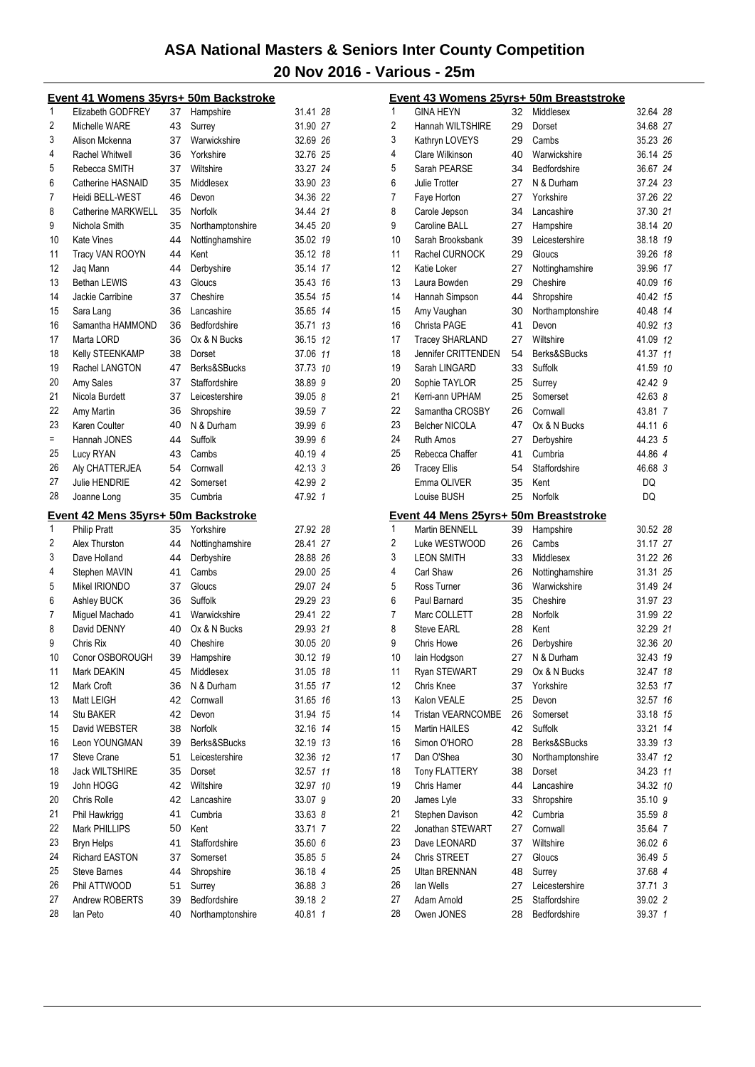# ASA National Masters & Seniors Inter County Competition

## 20 Nov 2016 - Various - 25m

### Event 41 Womens 35yrs+ 50m Backstroke

| Place | Name | Age | County | Time | Points |
|---|---|---|---|---|---|
| 1 | Elizabeth GODFREY | 37 | Hampshire | 31.41 | 28 |
| 2 | Michelle WARE | 43 | Surrey | 31.90 | 27 |
| 3 | Alison Mckenna | 37 | Warwickshire | 32.69 | 26 |
| 4 | Rachel Whitwell | 36 | Yorkshire | 32.76 | 25 |
| 5 | Rebecca SMITH | 37 | Wiltshire | 33.27 | 24 |
| 6 | Catherine HASNAID | 35 | Middlesex | 33.90 | 23 |
| 7 | Heidi BELL-WEST | 46 | Devon | 34.36 | 22 |
| 8 | Catherine MARKWELL | 35 | Norfolk | 34.44 | 21 |
| 9 | Nichola Smith | 35 | Northamptonshire | 34.45 | 20 |
| 10 | Kate Vines | 44 | Nottinghamshire | 35.02 | 19 |
| 11 | Tracy VAN ROOYN | 44 | Kent | 35.12 | 18 |
| 12 | Jaq Mann | 44 | Derbyshire | 35.14 | 17 |
| 13 | Bethan LEWIS | 43 | Gloucs | 35.43 | 16 |
| 14 | Jackie Carribine | 37 | Cheshire | 35.54 | 15 |
| 15 | Sara Lang | 36 | Lancashire | 35.65 | 14 |
| 16 | Samantha HAMMOND | 36 | Bedfordshire | 35.71 | 13 |
| 17 | Marta LORD | 36 | Ox & N Bucks | 36.15 | 12 |
| 18 | Kelly STEENKAMP | 38 | Dorset | 37.06 | 11 |
| 19 | Rachel LANGTON | 47 | Berks&SBucks | 37.73 | 10 |
| 20 | Amy Sales | 37 | Staffordshire | 38.89 | 9 |
| 21 | Nicola Burdett | 37 | Leicestershire | 39.05 | 8 |
| 22 | Amy Martin | 36 | Shropshire | 39.59 | 7 |
| 23 | Karen Coulter | 40 | N & Durham | 39.99 | 6 |
| = | Hannah JONES | 44 | Suffolk | 39.99 | 6 |
| 25 | Lucy RYAN | 43 | Cambs | 40.19 | 4 |
| 26 | Aly CHATTERJEA | 54 | Cornwall | 42.13 | 3 |
| 27 | Julie HENDRIE | 42 | Somerset | 42.99 | 2 |
| 28 | Joanne Long | 35 | Cumbria | 47.92 | 1 |

### Event 42 Mens 35yrs+ 50m Backstroke

| Place | Name | Age | County | Time | Points |
|---|---|---|---|---|---|
| 1 | Philip Pratt | 35 | Yorkshire | 27.92 | 28 |
| 2 | Alex Thurston | 44 | Nottinghamshire | 28.41 | 27 |
| 3 | Dave Holland | 44 | Derbyshire | 28.88 | 26 |
| 4 | Stephen MAVIN | 41 | Cambs | 29.00 | 25 |
| 5 | Mikel IRIONDO | 37 | Gloucs | 29.07 | 24 |
| 6 | Ashley BUCK | 36 | Suffolk | 29.29 | 23 |
| 7 | Miguel Machado | 41 | Warwickshire | 29.41 | 22 |
| 8 | David DENNY | 40 | Ox & N Bucks | 29.93 | 21 |
| 9 | Chris Rix | 40 | Cheshire | 30.05 | 20 |
| 10 | Conor OSBOROUGH | 39 | Hampshire | 30.12 | 19 |
| 11 | Mark DEAKIN | 45 | Middlesex | 31.05 | 18 |
| 12 | Mark Croft | 36 | N & Durham | 31.55 | 17 |
| 13 | Matt LEIGH | 42 | Cornwall | 31.65 | 16 |
| 14 | Stu BAKER | 42 | Devon | 31.94 | 15 |
| 15 | David WEBSTER | 38 | Norfolk | 32.16 | 14 |
| 16 | Leon YOUNGMAN | 39 | Berks&SBucks | 32.19 | 13 |
| 17 | Steve Crane | 51 | Leicestershire | 32.36 | 12 |
| 18 | Jack WILTSHIRE | 35 | Dorset | 32.57 | 11 |
| 19 | John HOGG | 42 | Wiltshire | 32.97 | 10 |
| 20 | Chris Rolle | 42 | Lancashire | 33.07 | 9 |
| 21 | Phil Hawkrigg | 41 | Cumbria | 33.63 | 8 |
| 22 | Mark PHILLIPS | 50 | Kent | 33.71 | 7 |
| 23 | Bryn Helps | 41 | Staffordshire | 35.60 | 6 |
| 24 | Richard EASTON | 37 | Somerset | 35.85 | 5 |
| 25 | Steve Barnes | 44 | Shropshire | 36.18 | 4 |
| 26 | Phil ATTWOOD | 51 | Surrey | 36.88 | 3 |
| 27 | Andrew ROBERTS | 39 | Bedfordshire | 39.18 | 2 |
| 28 | Ian Peto | 40 | Northamptonshire | 40.81 | 1 |

### Event 43 Womens 25yrs+ 50m Breaststroke

| Place | Name | Age | County | Time | Points |
|---|---|---|---|---|---|
| 1 | GINA HEYN | 32 | Middlesex | 32.64 | 28 |
| 2 | Hannah WILTSHIRE | 29 | Dorset | 34.68 | 27 |
| 3 | Kathryn LOVEYS | 29 | Cambs | 35.23 | 26 |
| 4 | Clare Wilkinson | 40 | Warwickshire | 36.14 | 25 |
| 5 | Sarah PEARSE | 34 | Bedfordshire | 36.67 | 24 |
| 6 | Julie Trotter | 27 | N & Durham | 37.24 | 23 |
| 7 | Faye Horton | 27 | Yorkshire | 37.26 | 22 |
| 8 | Carole Jepson | 34 | Lancashire | 37.30 | 21 |
| 9 | Caroline BALL | 27 | Hampshire | 38.14 | 20 |
| 10 | Sarah Brooksbank | 39 | Leicestershire | 38.18 | 19 |
| 11 | Rachel CURNOCK | 29 | Gloucs | 39.26 | 18 |
| 12 | Katie Loker | 27 | Nottinghamshire | 39.96 | 17 |
| 13 | Laura Bowden | 29 | Cheshire | 40.09 | 16 |
| 14 | Hannah Simpson | 44 | Shropshire | 40.42 | 15 |
| 15 | Amy Vaughan | 30 | Northamptonshire | 40.48 | 14 |
| 16 | Christa PAGE | 41 | Devon | 40.92 | 13 |
| 17 | Tracey SHARLAND | 27 | Wiltshire | 41.09 | 12 |
| 18 | Jennifer CRITTENDEN | 54 | Berks&SBucks | 41.37 | 11 |
| 19 | Sarah LINGARD | 33 | Suffolk | 41.59 | 10 |
| 20 | Sophie TAYLOR | 25 | Surrey | 42.42 | 9 |
| 21 | Kerri-ann UPHAM | 25 | Somerset | 42.63 | 8 |
| 22 | Samantha CROSBY | 26 | Cornwall | 43.81 | 7 |
| 23 | Belcher NICOLA | 47 | Ox & N Bucks | 44.11 | 6 |
| 24 | Ruth Amos | 27 | Derbyshire | 44.23 | 5 |
| 25 | Rebecca Chaffer | 41 | Cumbria | 44.86 | 4 |
| 26 | Tracey Ellis | 54 | Staffordshire | 46.68 | 3 |
|  | Emma OLIVER | 35 | Kent | DQ |  |
|  | Louise BUSH | 25 | Norfolk | DQ |  |

### Event 44 Mens 25yrs+ 50m Breaststroke

| Place | Name | Age | County | Time | Points |
|---|---|---|---|---|---|
| 1 | Martin BENNELL | 39 | Hampshire | 30.52 | 28 |
| 2 | Luke WESTWOOD | 26 | Cambs | 31.17 | 27 |
| 3 | LEON SMITH | 33 | Middlesex | 31.22 | 26 |
| 4 | Carl Shaw | 26 | Nottinghamshire | 31.31 | 25 |
| 5 | Ross Turner | 36 | Warwickshire | 31.49 | 24 |
| 6 | Paul Barnard | 35 | Cheshire | 31.97 | 23 |
| 7 | Marc COLLETT | 28 | Norfolk | 31.99 | 22 |
| 8 | Steve EARL | 28 | Kent | 32.29 | 21 |
| 9 | Chris Howe | 26 | Derbyshire | 32.36 | 20 |
| 10 | Iain Hodgson | 27 | N & Durham | 32.43 | 19 |
| 11 | Ryan STEWART | 29 | Ox & N Bucks | 32.47 | 18 |
| 12 | Chris Knee | 37 | Yorkshire | 32.53 | 17 |
| 13 | Kalon VEALE | 25 | Devon | 32.57 | 16 |
| 14 | Tristan VEARNCOMBE | 26 | Somerset | 33.18 | 15 |
| 15 | Martin HAILES | 42 | Suffolk | 33.21 | 14 |
| 16 | Simon O'HORO | 28 | Berks&SBucks | 33.39 | 13 |
| 17 | Dan O'Shea | 30 | Northamptonshire | 33.47 | 12 |
| 18 | Tony FLATTERY | 38 | Dorset | 34.23 | 11 |
| 19 | Chris Hamer | 44 | Lancashire | 34.32 | 10 |
| 20 | James Lyle | 33 | Shropshire | 35.10 | 9 |
| 21 | Stephen Davison | 42 | Cumbria | 35.59 | 8 |
| 22 | Jonathan STEWART | 27 | Cornwall | 35.64 | 7 |
| 23 | Dave LEONARD | 37 | Wiltshire | 36.02 | 6 |
| 24 | Chris STREET | 27 | Gloucs | 36.49 | 5 |
| 25 | Ultan BRENNAN | 48 | Surrey | 37.68 | 4 |
| 26 | Ian Wells | 27 | Leicestershire | 37.71 | 3 |
| 27 | Adam Arnold | 25 | Staffordshire | 39.02 | 2 |
| 28 | Owen JONES | 28 | Bedfordshire | 39.37 | 1 |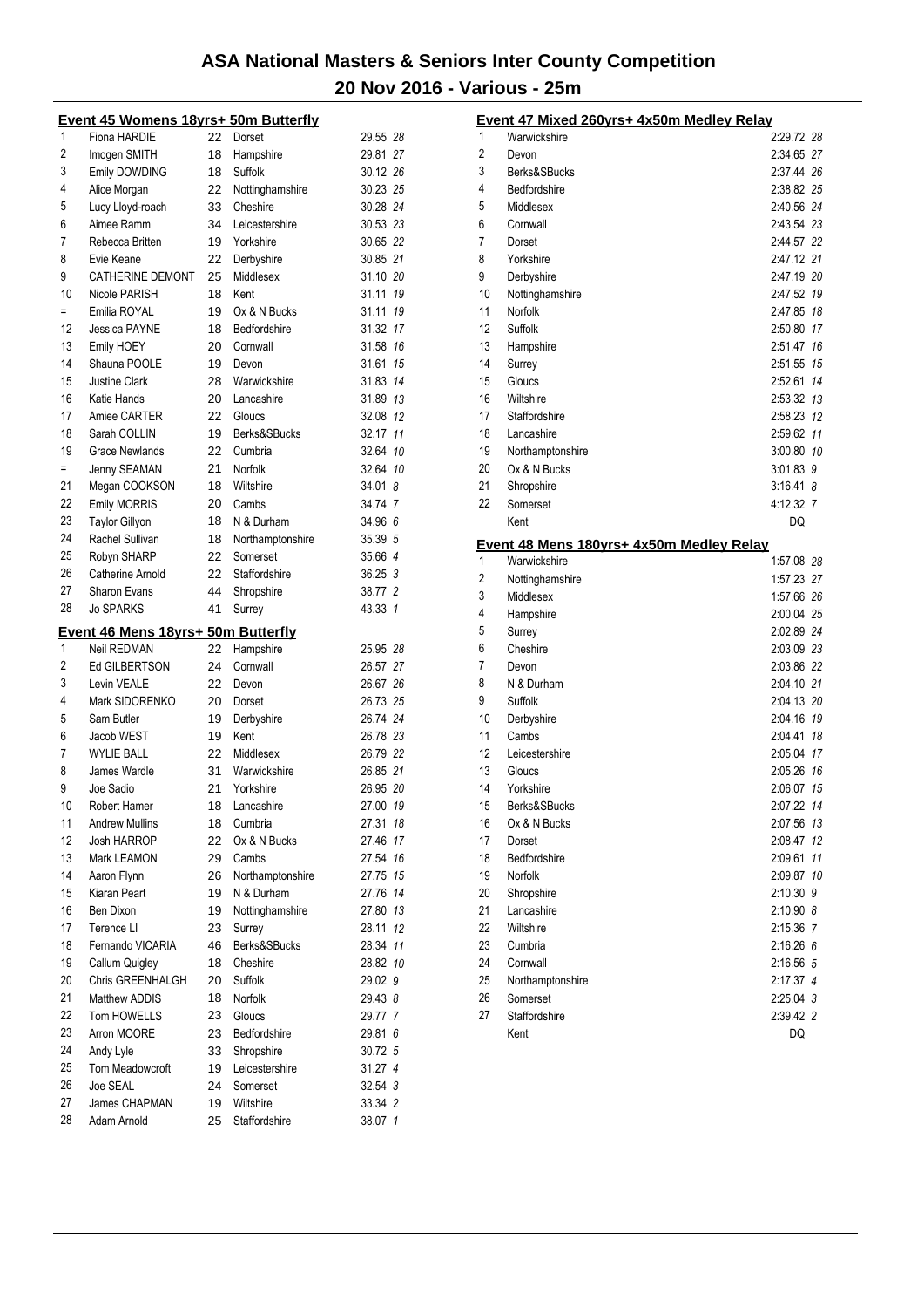# ASA National Masters & Seniors Inter County Competition

## 20 Nov 2016 - Various - 25m

### Event 45 Womens 18yrs+ 50m Butterfly

| Place | Name | Age | County | Time | Points |
|---|---|---|---|---|---|
| 1 | Fiona HARDIE | 22 | Dorset | 29.55 | 28 |
| 2 | Imogen SMITH | 18 | Hampshire | 29.81 | 27 |
| 3 | Emily DOWDING | 18 | Suffolk | 30.12 | 26 |
| 4 | Alice Morgan | 22 | Nottinghamshire | 30.23 | 25 |
| 5 | Lucy Lloyd-roach | 33 | Cheshire | 30.28 | 24 |
| 6 | Aimee Ramm | 34 | Leicestershire | 30.53 | 23 |
| 7 | Rebecca Britten | 19 | Yorkshire | 30.65 | 22 |
| 8 | Evie Keane | 22 | Derbyshire | 30.85 | 21 |
| 9 | CATHERINE DEMONT | 25 | Middlesex | 31.10 | 20 |
| 10 | Nicole PARISH | 18 | Kent | 31.11 | 19 |
| = | Emilia ROYAL | 19 | Ox & N Bucks | 31.11 | 19 |
| 12 | Jessica PAYNE | 18 | Bedfordshire | 31.32 | 17 |
| 13 | Emily HOEY | 20 | Cornwall | 31.58 | 16 |
| 14 | Shauna POOLE | 19 | Devon | 31.61 | 15 |
| 15 | Justine Clark | 28 | Warwickshire | 31.83 | 14 |
| 16 | Katie Hands | 20 | Lancashire | 31.89 | 13 |
| 17 | Amiee CARTER | 22 | Gloucs | 32.08 | 12 |
| 18 | Sarah COLLIN | 19 | Berks&SBucks | 32.17 | 11 |
| 19 | Grace Newlands | 22 | Cumbria | 32.64 | 10 |
| = | Jenny SEAMAN | 21 | Norfolk | 32.64 | 10 |
| 21 | Megan COOKSON | 18 | Wiltshire | 34.01 | 8 |
| 22 | Emily MORRIS | 20 | Cambs | 34.74 | 7 |
| 23 | Taylor Gillyon | 18 | N & Durham | 34.96 | 6 |
| 24 | Rachel Sullivan | 18 | Northamptonshire | 35.39 | 5 |
| 25 | Robyn SHARP | 22 | Somerset | 35.66 | 4 |
| 26 | Catherine Arnold | 22 | Staffordshire | 36.25 | 3 |
| 27 | Sharon Evans | 44 | Shropshire | 38.77 | 2 |
| 28 | Jo SPARKS | 41 | Surrey | 43.33 | 1 |

### Event 46 Mens 18yrs+ 50m Butterfly

| Place | Name | Age | County | Time | Points |
|---|---|---|---|---|---|
| 1 | Neil REDMAN | 22 | Hampshire | 25.95 | 28 |
| 2 | Ed GILBERTSON | 24 | Cornwall | 26.57 | 27 |
| 3 | Levin VEALE | 22 | Devon | 26.67 | 26 |
| 4 | Mark SIDORENKO | 20 | Dorset | 26.73 | 25 |
| 5 | Sam Butler | 19 | Derbyshire | 26.74 | 24 |
| 6 | Jacob WEST | 19 | Kent | 26.78 | 23 |
| 7 | WYLIE BALL | 22 | Middlesex | 26.79 | 22 |
| 8 | James Wardle | 31 | Warwickshire | 26.85 | 21 |
| 9 | Joe Sadio | 21 | Yorkshire | 26.95 | 20 |
| 10 | Robert Hamer | 18 | Lancashire | 27.00 | 19 |
| 11 | Andrew Mullins | 18 | Cumbria | 27.31 | 18 |
| 12 | Josh HARROP | 22 | Ox & N Bucks | 27.46 | 17 |
| 13 | Mark LEAMON | 29 | Cambs | 27.54 | 16 |
| 14 | Aaron Flynn | 26 | Northamptonshire | 27.75 | 15 |
| 15 | Kiaran Peart | 19 | N & Durham | 27.76 | 14 |
| 16 | Ben Dixon | 19 | Nottinghamshire | 27.80 | 13 |
| 17 | Terence LI | 23 | Surrey | 28.11 | 12 |
| 18 | Fernando VICARIA | 46 | Berks&SBucks | 28.34 | 11 |
| 19 | Callum Quigley | 18 | Cheshire | 28.82 | 10 |
| 20 | Chris GREENHALGH | 20 | Suffolk | 29.02 | 9 |
| 21 | Matthew ADDIS | 18 | Norfolk | 29.43 | 8 |
| 22 | Tom HOWELLS | 23 | Gloucs | 29.77 | 7 |
| 23 | Arron MOORE | 23 | Bedfordshire | 29.81 | 6 |
| 24 | Andy Lyle | 33 | Shropshire | 30.72 | 5 |
| 25 | Tom Meadowcroft | 19 | Leicestershire | 31.27 | 4 |
| 26 | Joe SEAL | 24 | Somerset | 32.54 | 3 |
| 27 | James CHAPMAN | 19 | Wiltshire | 33.34 | 2 |
| 28 | Adam Arnold | 25 | Staffordshire | 38.07 | 1 |

### Event 47 Mixed 260yrs+ 4x50m Medley Relay

| Place | County | Time | Points |
|---|---|---|---|
| 1 | Warwickshire | 2:29.72 | 28 |
| 2 | Devon | 2:34.65 | 27 |
| 3 | Berks&SBucks | 2:37.44 | 26 |
| 4 | Bedfordshire | 2:38.82 | 25 |
| 5 | Middlesex | 2:40.56 | 24 |
| 6 | Cornwall | 2:43.54 | 23 |
| 7 | Dorset | 2:44.57 | 22 |
| 8 | Yorkshire | 2:47.12 | 21 |
| 9 | Derbyshire | 2:47.19 | 20 |
| 10 | Nottinghamshire | 2:47.52 | 19 |
| 11 | Norfolk | 2:47.85 | 18 |
| 12 | Suffolk | 2:50.80 | 17 |
| 13 | Hampshire | 2:51.47 | 16 |
| 14 | Surrey | 2:51.55 | 15 |
| 15 | Gloucs | 2:52.61 | 14 |
| 16 | Wiltshire | 2:53.32 | 13 |
| 17 | Staffordshire | 2:58.23 | 12 |
| 18 | Lancashire | 2:59.62 | 11 |
| 19 | Northamptonshire | 3:00.80 | 10 |
| 20 | Ox & N Bucks | 3:01.83 | 9 |
| 21 | Shropshire | 3:16.41 | 8 |
| 22 | Somerset | 4:12.32 | 7 |
| | Kent | DQ | |

### Event 48 Mens 180yrs+ 4x50m Medley Relay

| Place | County | Time | Points |
|---|---|---|---|
| 1 | Warwickshire | 1:57.08 | 28 |
| 2 | Nottinghamshire | 1:57.23 | 27 |
| 3 | Middlesex | 1:57.66 | 26 |
| 4 | Hampshire | 2:00.04 | 25 |
| 5 | Surrey | 2:02.89 | 24 |
| 6 | Cheshire | 2:03.09 | 23 |
| 7 | Devon | 2:03.86 | 22 |
| 8 | N & Durham | 2:04.10 | 21 |
| 9 | Suffolk | 2:04.13 | 20 |
| 10 | Derbyshire | 2:04.16 | 19 |
| 11 | Cambs | 2:04.41 | 18 |
| 12 | Leicestershire | 2:05.04 | 17 |
| 13 | Gloucs | 2:05.26 | 16 |
| 14 | Yorkshire | 2:06.07 | 15 |
| 15 | Berks&SBucks | 2:07.22 | 14 |
| 16 | Ox & N Bucks | 2:07.56 | 13 |
| 17 | Dorset | 2:08.47 | 12 |
| 18 | Bedfordshire | 2:09.61 | 11 |
| 19 | Norfolk | 2:09.87 | 10 |
| 20 | Shropshire | 2:10.30 | 9 |
| 21 | Lancashire | 2:10.90 | 8 |
| 22 | Wiltshire | 2:15.36 | 7 |
| 23 | Cumbria | 2:16.26 | 6 |
| 24 | Cornwall | 2:16.56 | 5 |
| 25 | Northamptonshire | 2:17.37 | 4 |
| 26 | Somerset | 2:25.04 | 3 |
| 27 | Staffordshire | 2:39.42 | 2 |
| | Kent | DQ | |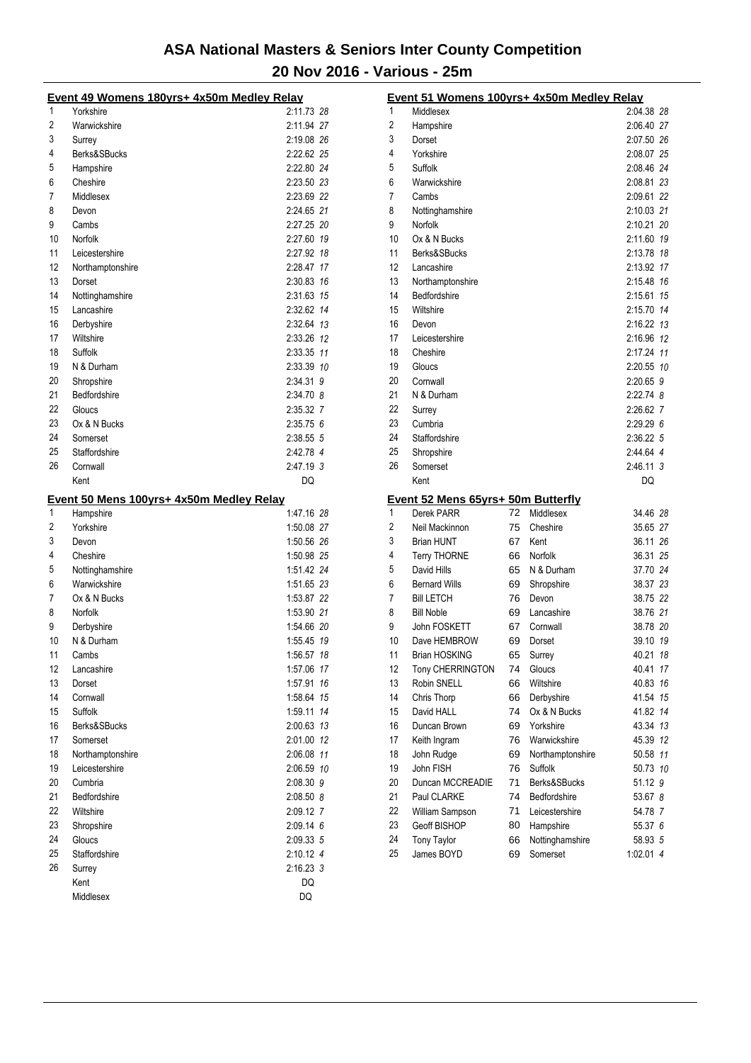# ASA National Masters & Seniors Inter County Competition

## 20 Nov 2016 - Various - 25m

### Event 49 Womens 180yrs+ 4x50m Medley Relay

| Place | Team | Time | Points |
|---|---|---|---|
| 1 | Yorkshire | 2:11.73 | 28 |
| 2 | Warwickshire | 2:11.94 | 27 |
| 3 | Surrey | 2:19.08 | 26 |
| 4 | Berks&SBucks | 2:22.62 | 25 |
| 5 | Hampshire | 2:22.80 | 24 |
| 6 | Cheshire | 2:23.50 | 23 |
| 7 | Middlesex | 2:23.69 | 22 |
| 8 | Devon | 2:24.65 | 21 |
| 9 | Cambs | 2:27.25 | 20 |
| 10 | Norfolk | 2:27.60 | 19 |
| 11 | Leicestershire | 2:27.92 | 18 |
| 12 | Northamptonshire | 2:28.47 | 17 |
| 13 | Dorset | 2:30.83 | 16 |
| 14 | Nottinghamshire | 2:31.63 | 15 |
| 15 | Lancashire | 2:32.62 | 14 |
| 16 | Derbyshire | 2:32.64 | 13 |
| 17 | Wiltshire | 2:33.26 | 12 |
| 18 | Suffolk | 2:33.35 | 11 |
| 19 | N & Durham | 2:33.39 | 10 |
| 20 | Shropshire | 2:34.31 | 9 |
| 21 | Bedfordshire | 2:34.70 | 8 |
| 22 | Gloucs | 2:35.32 | 7 |
| 23 | Ox & N Bucks | 2:35.75 | 6 |
| 24 | Somerset | 2:38.55 | 5 |
| 25 | Staffordshire | 2:42.78 | 4 |
| 26 | Cornwall | 2:47.19 | 3 |
| | Kent | DQ | |

### Event 50 Mens 100yrs+ 4x50m Medley Relay

| Place | Team | Time | Points |
|---|---|---|---|
| 1 | Hampshire | 1:47.16 | 28 |
| 2 | Yorkshire | 1:50.08 | 27 |
| 3 | Devon | 1:50.56 | 26 |
| 4 | Cheshire | 1:50.98 | 25 |
| 5 | Nottinghamshire | 1:51.42 | 24 |
| 6 | Warwickshire | 1:51.65 | 23 |
| 7 | Ox & N Bucks | 1:53.87 | 22 |
| 8 | Norfolk | 1:53.90 | 21 |
| 9 | Derbyshire | 1:54.66 | 20 |
| 10 | N & Durham | 1:55.45 | 19 |
| 11 | Cambs | 1:56.57 | 18 |
| 12 | Lancashire | 1:57.06 | 17 |
| 13 | Dorset | 1:57.91 | 16 |
| 14 | Cornwall | 1:58.64 | 15 |
| 15 | Suffolk | 1:59.11 | 14 |
| 16 | Berks&SBucks | 2:00.63 | 13 |
| 17 | Somerset | 2:01.00 | 12 |
| 18 | Northamptonshire | 2:06.08 | 11 |
| 19 | Leicestershire | 2:06.59 | 10 |
| 20 | Cumbria | 2:08.30 | 9 |
| 21 | Bedfordshire | 2:08.50 | 8 |
| 22 | Wiltshire | 2:09.12 | 7 |
| 23 | Shropshire | 2:09.14 | 6 |
| 24 | Gloucs | 2:09.33 | 5 |
| 25 | Staffordshire | 2:10.12 | 4 |
| 26 | Surrey | 2:16.23 | 3 |
| | Kent | DQ | |
| | Middlesex | DQ | |

### Event 51 Womens 100yrs+ 4x50m Medley Relay

| Place | Team | Time | Points |
|---|---|---|---|
| 1 | Middlesex | 2:04.38 | 28 |
| 2 | Hampshire | 2:06.40 | 27 |
| 3 | Dorset | 2:07.50 | 26 |
| 4 | Yorkshire | 2:08.07 | 25 |
| 5 | Suffolk | 2:08.46 | 24 |
| 6 | Warwickshire | 2:08.81 | 23 |
| 7 | Cambs | 2:09.61 | 22 |
| 8 | Nottinghamshire | 2:10.03 | 21 |
| 9 | Norfolk | 2:10.21 | 20 |
| 10 | Ox & N Bucks | 2:11.60 | 19 |
| 11 | Berks&SBucks | 2:13.78 | 18 |
| 12 | Lancashire | 2:13.92 | 17 |
| 13 | Northamptonshire | 2:15.48 | 16 |
| 14 | Bedfordshire | 2:15.61 | 15 |
| 15 | Wiltshire | 2:15.70 | 14 |
| 16 | Devon | 2:16.22 | 13 |
| 17 | Leicestershire | 2:16.96 | 12 |
| 18 | Cheshire | 2:17.24 | 11 |
| 19 | Gloucs | 2:20.55 | 10 |
| 20 | Cornwall | 2:20.65 | 9 |
| 21 | N & Durham | 2:22.74 | 8 |
| 22 | Surrey | 2:26.62 | 7 |
| 23 | Cumbria | 2:29.29 | 6 |
| 24 | Staffordshire | 2:36.22 | 5 |
| 25 | Shropshire | 2:44.64 | 4 |
| 26 | Somerset | 2:46.11 | 3 |
| | Kent | DQ | |

### Event 52 Mens 65yrs+ 50m Butterfly

| Place | Name | Age | County | Time | Points |
|---|---|---|---|---|---|
| 1 | Derek PARR | 72 | Middlesex | 34.46 | 28 |
| 2 | Neil Mackinnon | 75 | Cheshire | 35.65 | 27 |
| 3 | Brian HUNT | 67 | Kent | 36.11 | 26 |
| 4 | Terry THORNE | 66 | Norfolk | 36.31 | 25 |
| 5 | David Hills | 65 | N & Durham | 37.70 | 24 |
| 6 | Bernard Wills | 69 | Shropshire | 38.37 | 23 |
| 7 | Bill LETCH | 76 | Devon | 38.75 | 22 |
| 8 | Bill Noble | 69 | Lancashire | 38.76 | 21 |
| 9 | John FOSKETT | 67 | Cornwall | 38.78 | 20 |
| 10 | Dave HEMBROW | 69 | Dorset | 39.10 | 19 |
| 11 | Brian HOSKING | 65 | Surrey | 40.21 | 18 |
| 12 | Tony CHERRINGTON | 74 | Gloucs | 40.41 | 17 |
| 13 | Robin SNELL | 66 | Wiltshire | 40.83 | 16 |
| 14 | Chris Thorp | 66 | Derbyshire | 41.54 | 15 |
| 15 | David HALL | 74 | Ox & N Bucks | 41.82 | 14 |
| 16 | Duncan Brown | 69 | Yorkshire | 43.34 | 13 |
| 17 | Keith Ingram | 76 | Warwickshire | 45.39 | 12 |
| 18 | John Rudge | 69 | Northamptonshire | 50.58 | 11 |
| 19 | John FISH | 76 | Suffolk | 50.73 | 10 |
| 20 | Duncan MCCREADIE | 71 | Berks&SBucks | 51.12 | 9 |
| 21 | Paul CLARKE | 74 | Bedfordshire | 53.67 | 8 |
| 22 | William Sampson | 71 | Leicestershire | 54.78 | 7 |
| 23 | Geoff BISHOP | 80 | Hampshire | 55.37 | 6 |
| 24 | Tony Taylor | 66 | Nottinghamshire | 58.93 | 5 |
| 25 | James BOYD | 69 | Somerset | 1:02.01 | 4 |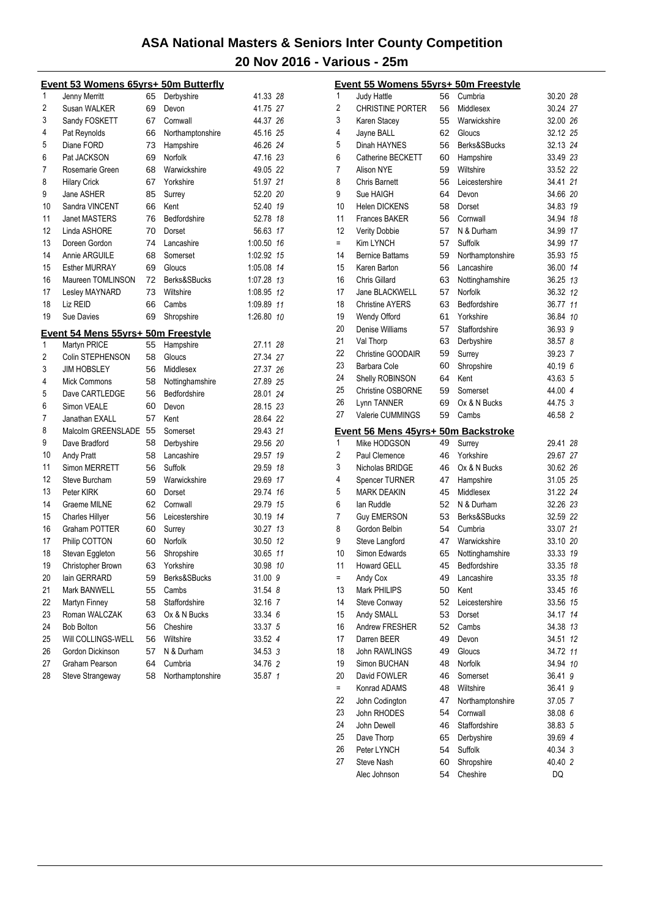# ASA National Masters & Seniors Inter County Competition

## 20 Nov 2016 - Various - 25m

### Event 53 Womens 65yrs+ 50m Butterfly

| | Name | Age | County | Time | Pts |
|---|---|---|---|---|---|
| 1 | Jenny Merritt | 65 | Derbyshire | 41.33 | 28 |
| 2 | Susan WALKER | 69 | Devon | 41.75 | 27 |
| 3 | Sandy FOSKETT | 67 | Cornwall | 44.37 | 26 |
| 4 | Pat Reynolds | 66 | Northamptonshire | 45.16 | 25 |
| 5 | Diane FORD | 73 | Hampshire | 46.26 | 24 |
| 6 | Pat JACKSON | 69 | Norfolk | 47.16 | 23 |
| 7 | Rosemarie Green | 68 | Warwickshire | 49.05 | 22 |
| 8 | Hilary Crick | 67 | Yorkshire | 51.97 | 21 |
| 9 | Jane ASHER | 85 | Surrey | 52.20 | 20 |
| 10 | Sandra VINCENT | 66 | Kent | 52.40 | 19 |
| 11 | Janet MASTERS | 76 | Bedfordshire | 52.78 | 18 |
| 12 | Linda ASHORE | 70 | Dorset | 56.63 | 17 |
| 13 | Doreen Gordon | 74 | Lancashire | 1:00.50 | 16 |
| 14 | Annie ARGUILE | 68 | Somerset | 1:02.92 | 15 |
| 15 | Esther MURRAY | 69 | Gloucs | 1:05.08 | 14 |
| 16 | Maureen TOMLINSON | 72 | Berks&SBucks | 1:07.28 | 13 |
| 17 | Lesley MAYNARD | 73 | Wiltshire | 1:08.95 | 12 |
| 18 | Liz REID | 66 | Cambs | 1:09.89 | 11 |
| 19 | Sue Davies | 69 | Shropshire | 1:26.80 | 10 |

### Event 54 Mens 55yrs+ 50m Freestyle

| | Name | Age | County | Time | Pts |
|---|---|---|---|---|---|
| 1 | Martyn PRICE | 55 | Hampshire | 27.11 | 28 |
| 2 | Colin STEPHENSON | 58 | Gloucs | 27.34 | 27 |
| 3 | JIM HOBSLEY | 56 | Middlesex | 27.37 | 26 |
| 4 | Mick Commons | 58 | Nottinghamshire | 27.89 | 25 |
| 5 | Dave CARTLEDGE | 56 | Bedfordshire | 28.01 | 24 |
| 6 | Simon VEALE | 60 | Devon | 28.15 | 23 |
| 7 | Janathan EXALL | 57 | Kent | 28.64 | 22 |
| 8 | Malcolm GREENSLADE | 55 | Somerset | 29.43 | 21 |
| 9 | Dave Bradford | 58 | Derbyshire | 29.56 | 20 |
| 10 | Andy Pratt | 58 | Lancashire | 29.57 | 19 |
| 11 | Simon MERRETT | 56 | Suffolk | 29.59 | 18 |
| 12 | Steve Burcham | 59 | Warwickshire | 29.69 | 17 |
| 13 | Peter KIRK | 60 | Dorset | 29.74 | 16 |
| 14 | Graeme MILNE | 62 | Cornwall | 29.79 | 15 |
| 15 | Charles Hillyer | 56 | Leicestershire | 30.19 | 14 |
| 16 | Graham POTTER | 60 | Surrey | 30.27 | 13 |
| 17 | Philip COTTON | 60 | Norfolk | 30.50 | 12 |
| 18 | Stevan Eggleton | 56 | Shropshire | 30.65 | 11 |
| 19 | Christopher Brown | 63 | Yorkshire | 30.98 | 10 |
| 20 | Iain GERRARD | 59 | Berks&SBucks | 31.00 | 9 |
| 21 | Mark BANWELL | 55 | Cambs | 31.54 | 8 |
| 22 | Martyn Finney | 58 | Staffordshire | 32.16 | 7 |
| 23 | Roman WALCZAK | 63 | Ox & N Bucks | 33.34 | 6 |
| 24 | Bob Bolton | 56 | Cheshire | 33.37 | 5 |
| 25 | Will COLLINGS-WELL | 56 | Wiltshire | 33.52 | 4 |
| 26 | Gordon Dickinson | 57 | N & Durham | 34.53 | 3 |
| 27 | Graham Pearson | 64 | Cumbria | 34.76 | 2 |
| 28 | Steve Strangeway | 58 | Northamptonshire | 35.87 | 1 |

### Event 55 Womens 55yrs+ 50m Freestyle

| | Name | Age | County | Time | Pts |
|---|---|---|---|---|---|
| 1 | Judy Hattle | 56 | Cumbria | 30.20 | 28 |
| 2 | CHRISTINE PORTER | 56 | Middlesex | 30.24 | 27 |
| 3 | Karen Stacey | 55 | Warwickshire | 32.00 | 26 |
| 4 | Jayne BALL | 62 | Gloucs | 32.12 | 25 |
| 5 | Dinah HAYNES | 56 | Berks&SBucks | 32.13 | 24 |
| 6 | Catherine BECKETT | 60 | Hampshire | 33.49 | 23 |
| 7 | Alison NYE | 59 | Wiltshire | 33.52 | 22 |
| 8 | Chris Barnett | 56 | Leicestershire | 34.41 | 21 |
| 9 | Sue HAIGH | 64 | Devon | 34.66 | 20 |
| 10 | Helen DICKENS | 58 | Dorset | 34.83 | 19 |
| 11 | Frances BAKER | 56 | Cornwall | 34.94 | 18 |
| 12 | Verity Dobbie | 57 | N & Durham | 34.99 | 17 |
| = | Kim LYNCH | 57 | Suffolk | 34.99 | 17 |
| 14 | Bernice Battams | 59 | Northamptonshire | 35.93 | 15 |
| 15 | Karen Barton | 56 | Lancashire | 36.00 | 14 |
| 16 | Chris Gillard | 63 | Nottinghamshire | 36.25 | 13 |
| 17 | Jane BLACKWELL | 57 | Norfolk | 36.32 | 12 |
| 18 | Christine AYERS | 63 | Bedfordshire | 36.77 | 11 |
| 19 | Wendy Offord | 61 | Yorkshire | 36.84 | 10 |
| 20 | Denise Williams | 57 | Staffordshire | 36.93 | 9 |
| 21 | Val Thorp | 63 | Derbyshire | 38.57 | 8 |
| 22 | Christine GOODAIR | 59 | Surrey | 39.23 | 7 |
| 23 | Barbara Cole | 60 | Shropshire | 40.19 | 6 |
| 24 | Shelly ROBINSON | 64 | Kent | 43.63 | 5 |
| 25 | Christine OSBORNE | 59 | Somerset | 44.00 | 4 |
| 26 | Lynn TANNER | 69 | Ox & N Bucks | 44.75 | 3 |
| 27 | Valerie CUMMINGS | 59 | Cambs | 46.58 | 2 |

### Event 56 Mens 45yrs+ 50m Backstroke

| | Name | Age | County | Time | Pts |
|---|---|---|---|---|---|
| 1 | Mike HODGSON | 49 | Surrey | 29.41 | 28 |
| 2 | Paul Clemence | 46 | Yorkshire | 29.67 | 27 |
| 3 | Nicholas BRIDGE | 46 | Ox & N Bucks | 30.62 | 26 |
| 4 | Spencer TURNER | 47 | Hampshire | 31.05 | 25 |
| 5 | MARK DEAKIN | 45 | Middlesex | 31.22 | 24 |
| 6 | Ian Ruddle | 52 | N & Durham | 32.26 | 23 |
| 7 | Guy EMERSON | 53 | Berks&SBucks | 32.59 | 22 |
| 8 | Gordon Belbin | 54 | Cumbria | 33.07 | 21 |
| 9 | Steve Langford | 47 | Warwickshire | 33.10 | 20 |
| 10 | Simon Edwards | 65 | Nottinghamshire | 33.33 | 19 |
| 11 | Howard GELL | 45 | Bedfordshire | 33.35 | 18 |
| = | Andy Cox | 49 | Lancashire | 33.35 | 18 |
| 13 | Mark PHILIPS | 50 | Kent | 33.45 | 16 |
| 14 | Steve Conway | 52 | Leicestershire | 33.56 | 15 |
| 15 | Andy SMALL | 53 | Dorset | 34.17 | 14 |
| 16 | Andrew FRESHER | 52 | Cambs | 34.38 | 13 |
| 17 | Darren BEER | 49 | Devon | 34.51 | 12 |
| 18 | John RAWLINGS | 49 | Gloucs | 34.72 | 11 |
| 19 | Simon BUCHAN | 48 | Norfolk | 34.94 | 10 |
| 20 | David FOWLER | 46 | Somerset | 36.41 | 9 |
| = | Konrad ADAMS | 48 | Wiltshire | 36.41 | 9 |
| 22 | John Codington | 47 | Northamptonshire | 37.05 | 7 |
| 23 | John RHODES | 54 | Cornwall | 38.08 | 6 |
| 24 | John Dewell | 46 | Staffordshire | 38.83 | 5 |
| 25 | Dave Thorp | 65 | Derbyshire | 39.69 | 4 |
| 26 | Peter LYNCH | 54 | Suffolk | 40.34 | 3 |
| 27 | Steve Nash | 60 | Shropshire | 40.40 | 2 |
| | Alec Johnson | 54 | Cheshire | DQ | |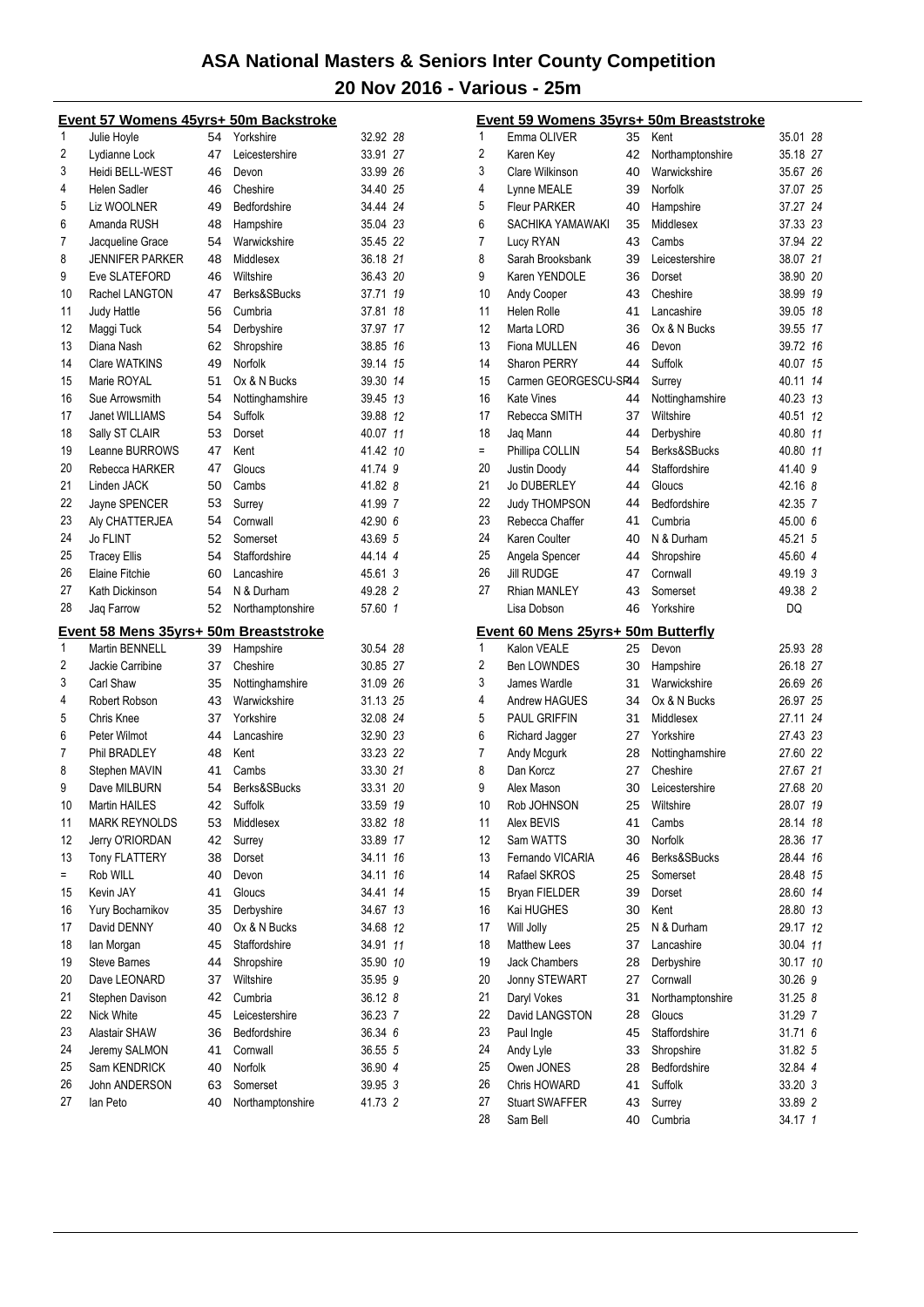# ASA National Masters & Seniors Inter County Competition

## 20 Nov 2016 - Various - 25m

### Event 57 Womens 45yrs+ 50m Backstroke

| Pos | Name | Age | County | Time | Pts |
|---|---|---|---|---|---|
| 1 | Julie Hoyle | 54 | Yorkshire | 32.92 | 28 |
| 2 | Lydianne Lock | 47 | Leicestershire | 33.91 | 27 |
| 3 | Heidi BELL-WEST | 46 | Devon | 33.99 | 26 |
| 4 | Helen Sadler | 46 | Cheshire | 34.40 | 25 |
| 5 | Liz WOOLNER | 49 | Bedfordshire | 34.44 | 24 |
| 6 | Amanda RUSH | 48 | Hampshire | 35.04 | 23 |
| 7 | Jacqueline Grace | 54 | Warwickshire | 35.45 | 22 |
| 8 | JENNIFER PARKER | 48 | Middlesex | 36.18 | 21 |
| 9 | Eve SLATEFORD | 46 | Wiltshire | 36.43 | 20 |
| 10 | Rachel LANGTON | 47 | Berks&SBucks | 37.71 | 19 |
| 11 | Judy Hattle | 56 | Cumbria | 37.81 | 18 |
| 12 | Maggi Tuck | 54 | Derbyshire | 37.97 | 17 |
| 13 | Diana Nash | 62 | Shropshire | 38.85 | 16 |
| 14 | Clare WATKINS | 49 | Norfolk | 39.14 | 15 |
| 15 | Marie ROYAL | 51 | Ox & N Bucks | 39.30 | 14 |
| 16 | Sue Arrowsmith | 54 | Nottinghamshire | 39.45 | 13 |
| 17 | Janet WILLIAMS | 54 | Suffolk | 39.88 | 12 |
| 18 | Sally ST CLAIR | 53 | Dorset | 40.07 | 11 |
| 19 | Leanne BURROWS | 47 | Kent | 41.42 | 10 |
| 20 | Rebecca HARKER | 47 | Gloucs | 41.74 | 9 |
| 21 | Linden JACK | 50 | Cambs | 41.82 | 8 |
| 22 | Jayne SPENCER | 53 | Surrey | 41.99 | 7 |
| 23 | Aly CHATTERJEA | 54 | Cornwall | 42.90 | 6 |
| 24 | Jo FLINT | 52 | Somerset | 43.69 | 5 |
| 25 | Tracey Ellis | 54 | Staffordshire | 44.14 | 4 |
| 26 | Elaine Fitchie | 60 | Lancashire | 45.61 | 3 |
| 27 | Kath Dickinson | 54 | N & Durham | 49.28 | 2 |
| 28 | Jaq Farrow | 52 | Northamptonshire | 57.60 | 1 |

### Event 58 Mens 35yrs+ 50m Breaststroke

| Pos | Name | Age | County | Time | Pts |
|---|---|---|---|---|---|
| 1 | Martin BENNELL | 39 | Hampshire | 30.54 | 28 |
| 2 | Jackie Carribine | 37 | Cheshire | 30.85 | 27 |
| 3 | Carl Shaw | 35 | Nottinghamshire | 31.09 | 26 |
| 4 | Robert Robson | 43 | Warwickshire | 31.13 | 25 |
| 5 | Chris Knee | 37 | Yorkshire | 32.08 | 24 |
| 6 | Peter Wilmot | 44 | Lancashire | 32.90 | 23 |
| 7 | Phil BRADLEY | 48 | Kent | 33.23 | 22 |
| 8 | Stephen MAVIN | 41 | Cambs | 33.30 | 21 |
| 9 | Dave MILBURN | 54 | Berks&SBucks | 33.31 | 20 |
| 10 | Martin HAILES | 42 | Suffolk | 33.59 | 19 |
| 11 | MARK REYNOLDS | 53 | Middlesex | 33.82 | 18 |
| 12 | Jerry O'RIORDAN | 42 | Surrey | 33.89 | 17 |
| 13 | Tony FLATTERY | 38 | Dorset | 34.11 | 16 |
| = | Rob WILL | 40 | Devon | 34.11 | 16 |
| 15 | Kevin JAY | 41 | Gloucs | 34.41 | 14 |
| 16 | Yury Bocharnikov | 35 | Derbyshire | 34.67 | 13 |
| 17 | David DENNY | 40 | Ox & N Bucks | 34.68 | 12 |
| 18 | Ian Morgan | 45 | Staffordshire | 34.91 | 11 |
| 19 | Steve Barnes | 44 | Shropshire | 35.90 | 10 |
| 20 | Dave LEONARD | 37 | Wiltshire | 35.95 | 9 |
| 21 | Stephen Davison | 42 | Cumbria | 36.12 | 8 |
| 22 | Nick White | 45 | Leicestershire | 36.23 | 7 |
| 23 | Alastair SHAW | 36 | Bedfordshire | 36.34 | 6 |
| 24 | Jeremy SALMON | 41 | Cornwall | 36.55 | 5 |
| 25 | Sam KENDRICK | 40 | Norfolk | 36.90 | 4 |
| 26 | John ANDERSON | 63 | Somerset | 39.95 | 3 |
| 27 | Ian Peto | 40 | Northamptonshire | 41.73 | 2 |

### Event 59 Womens 35yrs+ 50m Breaststroke

| Pos | Name | Age | County | Time | Pts |
|---|---|---|---|---|---|
| 1 | Emma OLIVER | 35 | Kent | 35.01 | 28 |
| 2 | Karen Key | 42 | Northamptonshire | 35.18 | 27 |
| 3 | Clare Wilkinson | 40 | Warwickshire | 35.67 | 26 |
| 4 | Lynne MEALE | 39 | Norfolk | 37.07 | 25 |
| 5 | Fleur PARKER | 40 | Hampshire | 37.27 | 24 |
| 6 | SACHIKA YAMAWAKI | 35 | Middlesex | 37.33 | 23 |
| 7 | Lucy RYAN | 43 | Cambs | 37.94 | 22 |
| 8 | Sarah Brooksbank | 39 | Leicestershire | 38.07 | 21 |
| 9 | Karen YENDOLE | 36 | Dorset | 38.90 | 20 |
| 10 | Andy Cooper | 43 | Cheshire | 38.99 | 19 |
| 11 | Helen Rolle | 41 | Lancashire | 39.05 | 18 |
| 12 | Marta LORD | 36 | Ox & N Bucks | 39.55 | 17 |
| 13 | Fiona MULLEN | 46 | Devon | 39.72 | 16 |
| 14 | Sharon PERRY | 44 | Suffolk | 40.07 | 15 |
| 15 | Carmen GEORGESCU-SR | 44 | Surrey | 40.11 | 14 |
| 16 | Kate Vines | 44 | Nottinghamshire | 40.23 | 13 |
| 17 | Rebecca SMITH | 37 | Wiltshire | 40.51 | 12 |
| 18 | Jaq Mann | 44 | Derbyshire | 40.80 | 11 |
| = | Phillipa COLLIN | 54 | Berks&SBucks | 40.80 | 11 |
| 20 | Justin Doody | 44 | Staffordshire | 41.40 | 9 |
| 21 | Jo DUBERLEY | 44 | Gloucs | 42.16 | 8 |
| 22 | Judy THOMPSON | 44 | Bedfordshire | 42.35 | 7 |
| 23 | Rebecca Chaffer | 41 | Cumbria | 45.00 | 6 |
| 24 | Karen Coulter | 40 | N & Durham | 45.21 | 5 |
| 25 | Angela Spencer | 44 | Shropshire | 45.60 | 4 |
| 26 | Jill RUDGE | 47 | Cornwall | 49.19 | 3 |
| 27 | Rhian MANLEY | 43 | Somerset | 49.38 | 2 |
| | Lisa Dobson | 46 | Yorkshire | DQ | |

### Event 60 Mens 25yrs+ 50m Butterfly

| Pos | Name | Age | County | Time | Pts |
|---|---|---|---|---|---|
| 1 | Kalon VEALE | 25 | Devon | 25.93 | 28 |
| 2 | Ben LOWNDES | 30 | Hampshire | 26.18 | 27 |
| 3 | James Wardle | 31 | Warwickshire | 26.69 | 26 |
| 4 | Andrew HAGUES | 34 | Ox & N Bucks | 26.97 | 25 |
| 5 | PAUL GRIFFIN | 31 | Middlesex | 27.11 | 24 |
| 6 | Richard Jagger | 27 | Yorkshire | 27.43 | 23 |
| 7 | Andy Mcgurk | 28 | Nottinghamshire | 27.60 | 22 |
| 8 | Dan Korcz | 27 | Cheshire | 27.67 | 21 |
| 9 | Alex Mason | 30 | Leicestershire | 27.68 | 20 |
| 10 | Rob JOHNSON | 25 | Wiltshire | 28.07 | 19 |
| 11 | Alex BEVIS | 41 | Cambs | 28.14 | 18 |
| 12 | Sam WATTS | 30 | Norfolk | 28.36 | 17 |
| 13 | Fernando VICARIA | 46 | Berks&SBucks | 28.44 | 16 |
| 14 | Rafael SKROS | 25 | Somerset | 28.48 | 15 |
| 15 | Bryan FIELDER | 39 | Dorset | 28.60 | 14 |
| 16 | Kai HUGHES | 30 | Kent | 28.80 | 13 |
| 17 | Will Jolly | 25 | N & Durham | 29.17 | 12 |
| 18 | Matthew Lees | 37 | Lancashire | 30.04 | 11 |
| 19 | Jack Chambers | 28 | Derbyshire | 30.17 | 10 |
| 20 | Jonny STEWART | 27 | Cornwall | 30.26 | 9 |
| 21 | Daryl Vokes | 31 | Northamptonshire | 31.25 | 8 |
| 22 | David LANGSTON | 28 | Gloucs | 31.29 | 7 |
| 23 | Paul Ingle | 45 | Staffordshire | 31.71 | 6 |
| 24 | Andy Lyle | 33 | Shropshire | 31.82 | 5 |
| 25 | Owen JONES | 28 | Bedfordshire | 32.84 | 4 |
| 26 | Chris HOWARD | 41 | Suffolk | 33.20 | 3 |
| 27 | Stuart SWAFFER | 43 | Surrey | 33.89 | 2 |
| 28 | Sam Bell | 40 | Cumbria | 34.17 | 1 |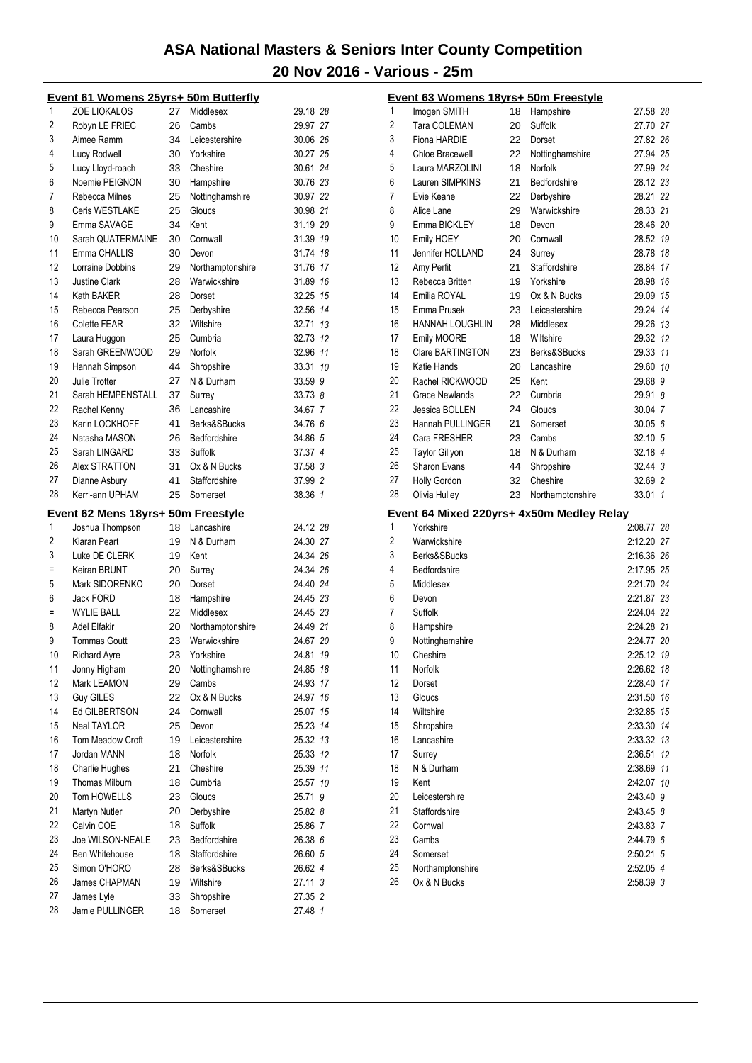# ASA National Masters & Seniors Inter County Competition

## 20 Nov 2016 - Various - 25m

### Event 61 Womens 25yrs+ 50m Butterfly

| | Name | Age | County | Time | Points |
|---|---|---|---|---|---|
| 1 | ZOE LIOKALOS | 27 | Middlesex | 29.18 | 28 |
| 2 | Robyn LE FRIEC | 26 | Cambs | 29.97 | 27 |
| 3 | Aimee Ramm | 34 | Leicestershire | 30.06 | 26 |
| 4 | Lucy Rodwell | 30 | Yorkshire | 30.27 | 25 |
| 5 | Lucy Lloyd-roach | 33 | Cheshire | 30.61 | 24 |
| 6 | Noemie PEIGNON | 30 | Hampshire | 30.76 | 23 |
| 7 | Rebecca Milnes | 25 | Nottinghamshire | 30.97 | 22 |
| 8 | Ceris WESTLAKE | 25 | Gloucs | 30.98 | 21 |
| 9 | Emma SAVAGE | 34 | Kent | 31.19 | 20 |
| 10 | Sarah QUATERMAINE | 30 | Cornwall | 31.39 | 19 |
| 11 | Emma CHALLIS | 30 | Devon | 31.74 | 18 |
| 12 | Lorraine Dobbins | 29 | Northamptonshire | 31.76 | 17 |
| 13 | Justine Clark | 28 | Warwickshire | 31.89 | 16 |
| 14 | Kath BAKER | 28 | Dorset | 32.25 | 15 |
| 15 | Rebecca Pearson | 25 | Derbyshire | 32.56 | 14 |
| 16 | Colette FEAR | 32 | Wiltshire | 32.71 | 13 |
| 17 | Laura Huggon | 25 | Cumbria | 32.73 | 12 |
| 18 | Sarah GREENWOOD | 29 | Norfolk | 32.96 | 11 |
| 19 | Hannah Simpson | 44 | Shropshire | 33.31 | 10 |
| 20 | Julie Trotter | 27 | N & Durham | 33.59 | 9 |
| 21 | Sarah HEMPENSTALL | 37 | Surrey | 33.73 | 8 |
| 22 | Rachel Kenny | 36 | Lancashire | 34.67 | 7 |
| 23 | Karin LOCKHOFF | 41 | Berks&SBucks | 34.76 | 6 |
| 24 | Natasha MASON | 26 | Bedfordshire | 34.86 | 5 |
| 25 | Sarah LINGARD | 33 | Suffolk | 37.37 | 4 |
| 26 | Alex STRATTON | 31 | Ox & N Bucks | 37.58 | 3 |
| 27 | Dianne Asbury | 41 | Staffordshire | 37.99 | 2 |
| 28 | Kerri-ann UPHAM | 25 | Somerset | 38.36 | 1 |

### Event 62 Mens 18yrs+ 50m Freestyle

| | Name | Age | County | Time | Points |
|---|---|---|---|---|---|
| 1 | Joshua Thompson | 18 | Lancashire | 24.12 | 28 |
| 2 | Kiaran Peart | 19 | N & Durham | 24.30 | 27 |
| 3 | Luke DE CLERK | 19 | Kent | 24.34 | 26 |
| = | Keiran BRUNT | 20 | Surrey | 24.34 | 26 |
| 5 | Mark SIDORENKO | 20 | Dorset | 24.40 | 24 |
| 6 | Jack FORD | 18 | Hampshire | 24.45 | 23 |
| = | WYLIE BALL | 22 | Middlesex | 24.45 | 23 |
| 8 | Adel Elfakir | 20 | Northamptonshire | 24.49 | 21 |
| 9 | Tommas Goutt | 23 | Warwickshire | 24.67 | 20 |
| 10 | Richard Ayre | 23 | Yorkshire | 24.81 | 19 |
| 11 | Jonny Higham | 20 | Nottinghamshire | 24.85 | 18 |
| 12 | Mark LEAMON | 29 | Cambs | 24.93 | 17 |
| 13 | Guy GILES | 22 | Ox & N Bucks | 24.97 | 16 |
| 14 | Ed GILBERTSON | 24 | Cornwall | 25.07 | 15 |
| 15 | Neal TAYLOR | 25 | Devon | 25.23 | 14 |
| 16 | Tom Meadow Croft | 19 | Leicestershire | 25.32 | 13 |
| 17 | Jordan MANN | 18 | Norfolk | 25.33 | 12 |
| 18 | Charlie Hughes | 21 | Cheshire | 25.39 | 11 |
| 19 | Thomas Milburn | 18 | Cumbria | 25.57 | 10 |
| 20 | Tom HOWELLS | 23 | Gloucs | 25.71 | 9 |
| 21 | Martyn Nutler | 20 | Derbyshire | 25.82 | 8 |
| 22 | Calvin COE | 18 | Suffolk | 25.86 | 7 |
| 23 | Joe WILSON-NEALE | 23 | Bedfordshire | 26.38 | 6 |
| 24 | Ben Whitehouse | 18 | Staffordshire | 26.60 | 5 |
| 25 | Simon O'HORO | 28 | Berks&SBucks | 26.62 | 4 |
| 26 | James CHAPMAN | 19 | Wiltshire | 27.11 | 3 |
| 27 | James Lyle | 33 | Shropshire | 27.35 | 2 |
| 28 | Jamie PULLINGER | 18 | Somerset | 27.48 | 1 |

### Event 63 Womens 18yrs+ 50m Freestyle

| | Name | Age | County | Time | Points |
|---|---|---|---|---|---|
| 1 | Imogen SMITH | 18 | Hampshire | 27.58 | 28 |
| 2 | Tara COLEMAN | 20 | Suffolk | 27.70 | 27 |
| 3 | Fiona HARDIE | 22 | Dorset | 27.82 | 26 |
| 4 | Chloe Bracewell | 22 | Nottinghamshire | 27.94 | 25 |
| 5 | Laura MARZOLINI | 18 | Norfolk | 27.99 | 24 |
| 6 | Lauren SIMPKINS | 21 | Bedfordshire | 28.12 | 23 |
| 7 | Evie Keane | 22 | Derbyshire | 28.21 | 22 |
| 8 | Alice Lane | 29 | Warwickshire | 28.33 | 21 |
| 9 | Emma BICKLEY | 18 | Devon | 28.46 | 20 |
| 10 | Emily HOEY | 20 | Cornwall | 28.52 | 19 |
| 11 | Jennifer HOLLAND | 24 | Surrey | 28.78 | 18 |
| 12 | Amy Perfit | 21 | Staffordshire | 28.84 | 17 |
| 13 | Rebecca Britten | 19 | Yorkshire | 28.98 | 16 |
| 14 | Emilia ROYAL | 19 | Ox & N Bucks | 29.09 | 15 |
| 15 | Emma Prusek | 23 | Leicestershire | 29.24 | 14 |
| 16 | HANNAH LOUGHLIN | 28 | Middlesex | 29.26 | 13 |
| 17 | Emily MOORE | 18 | Wiltshire | 29.32 | 12 |
| 18 | Clare BARTINGTON | 23 | Berks&SBucks | 29.33 | 11 |
| 19 | Katie Hands | 20 | Lancashire | 29.60 | 10 |
| 20 | Rachel RICKWOOD | 25 | Kent | 29.68 | 9 |
| 21 | Grace Newlands | 22 | Cumbria | 29.91 | 8 |
| 22 | Jessica BOLLEN | 24 | Gloucs | 30.04 | 7 |
| 23 | Hannah PULLINGER | 21 | Somerset | 30.05 | 6 |
| 24 | Cara FRESHER | 23 | Cambs | 32.10 | 5 |
| 25 | Taylor Gillyon | 18 | N & Durham | 32.18 | 4 |
| 26 | Sharon Evans | 44 | Shropshire | 32.44 | 3 |
| 27 | Holly Gordon | 32 | Cheshire | 32.69 | 2 |
| 28 | Olivia Hulley | 23 | Northamptonshire | 33.01 | 1 |

### Event 64 Mixed 220yrs+ 4x50m Medley Relay

| | County | Time | Points |
|---|---|---|---|
| 1 | Yorkshire | 2:08.77 | 28 |
| 2 | Warwickshire | 2:12.20 | 27 |
| 3 | Berks&SBucks | 2:16.36 | 26 |
| 4 | Bedfordshire | 2:17.95 | 25 |
| 5 | Middlesex | 2:21.70 | 24 |
| 6 | Devon | 2:21.87 | 23 |
| 7 | Suffolk | 2:24.04 | 22 |
| 8 | Hampshire | 2:24.28 | 21 |
| 9 | Nottinghamshire | 2:24.77 | 20 |
| 10 | Cheshire | 2:25.12 | 19 |
| 11 | Norfolk | 2:26.62 | 18 |
| 12 | Dorset | 2:28.40 | 17 |
| 13 | Gloucs | 2:31.50 | 16 |
| 14 | Wiltshire | 2:32.85 | 15 |
| 15 | Shropshire | 2:33.30 | 14 |
| 16 | Lancashire | 2:33.32 | 13 |
| 17 | Surrey | 2:36.51 | 12 |
| 18 | N & Durham | 2:38.69 | 11 |
| 19 | Kent | 2:42.07 | 10 |
| 20 | Leicestershire | 2:43.40 | 9 |
| 21 | Staffordshire | 2:43.45 | 8 |
| 22 | Cornwall | 2:43.83 | 7 |
| 23 | Cambs | 2:44.79 | 6 |
| 24 | Somerset | 2:50.21 | 5 |
| 25 | Northamptonshire | 2:52.05 | 4 |
| 26 | Ox & N Bucks | 2:58.39 | 3 |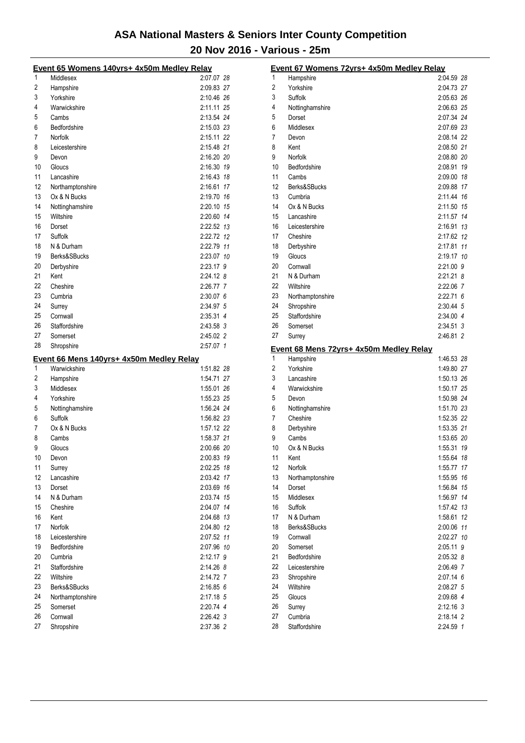# ASA National Masters & Seniors Inter County Competition

## 20 Nov 2016 - Various - 25m

### Event 65 Womens 140yrs+ 4x50m Medley Relay

| | | | |
|---|---|---|---|
| 1 | Middlesex | 2:07.07 | 28 |
| 2 | Hampshire | 2:09.83 | 27 |
| 3 | Yorkshire | 2:10.46 | 26 |
| 4 | Warwickshire | 2:11.11 | 25 |
| 5 | Cambs | 2:13.54 | 24 |
| 6 | Bedfordshire | 2:15.03 | 23 |
| 7 | Norfolk | 2:15.11 | 22 |
| 8 | Leicestershire | 2:15.48 | 21 |
| 9 | Devon | 2:16.20 | 20 |
| 10 | Gloucs | 2:16.30 | 19 |
| 11 | Lancashire | 2:16.43 | 18 |
| 12 | Northamptonshire | 2:16.61 | 17 |
| 13 | Ox & N Bucks | 2:19.70 | 16 |
| 14 | Nottinghamshire | 2:20.10 | 15 |
| 15 | Wiltshire | 2:20.60 | 14 |
| 16 | Dorset | 2:22.52 | 13 |
| 17 | Suffolk | 2:22.72 | 12 |
| 18 | N & Durham | 2:22.79 | 11 |
| 19 | Berks&SBucks | 2:23.07 | 10 |
| 20 | Derbyshire | 2:23.17 | 9 |
| 21 | Kent | 2:24.12 | 8 |
| 22 | Cheshire | 2:26.77 | 7 |
| 23 | Cumbria | 2:30.07 | 6 |
| 24 | Surrey | 2:34.97 | 5 |
| 25 | Cornwall | 2:35.31 | 4 |
| 26 | Staffordshire | 2:43.58 | 3 |
| 27 | Somerset | 2:45.02 | 2 |
| 28 | Shropshire | 2:57.07 | 1 |

### Event 66 Mens 140yrs+ 4x50m Medley Relay

| | | | |
|---|---|---|---|
| 1 | Warwickshire | 1:51.82 | 28 |
| 2 | Hampshire | 1:54.71 | 27 |
| 3 | Middlesex | 1:55.01 | 26 |
| 4 | Yorkshire | 1:55.23 | 25 |
| 5 | Nottinghamshire | 1:56.24 | 24 |
| 6 | Suffolk | 1:56.82 | 23 |
| 7 | Ox & N Bucks | 1:57.12 | 22 |
| 8 | Cambs | 1:58.37 | 21 |
| 9 | Gloucs | 2:00.66 | 20 |
| 10 | Devon | 2:00.83 | 19 |
| 11 | Surrey | 2:02.25 | 18 |
| 12 | Lancashire | 2:03.42 | 17 |
| 13 | Dorset | 2:03.69 | 16 |
| 14 | N & Durham | 2:03.74 | 15 |
| 15 | Cheshire | 2:04.07 | 14 |
| 16 | Kent | 2:04.68 | 13 |
| 17 | Norfolk | 2:04.80 | 12 |
| 18 | Leicestershire | 2:07.52 | 11 |
| 19 | Bedfordshire | 2:07.96 | 10 |
| 20 | Cumbria | 2:12.17 | 9 |
| 21 | Staffordshire | 2:14.26 | 8 |
| 22 | Wiltshire | 2:14.72 | 7 |
| 23 | Berks&SBucks | 2:16.85 | 6 |
| 24 | Northamptonshire | 2:17.18 | 5 |
| 25 | Somerset | 2:20.74 | 4 |
| 26 | Cornwall | 2:26.42 | 3 |
| 27 | Shropshire | 2:37.36 | 2 |

### Event 67 Womens 72yrs+ 4x50m Medley Relay

| | | | |
|---|---|---|---|
| 1 | Hampshire | 2:04.59 | 28 |
| 2 | Yorkshire | 2:04.73 | 27 |
| 3 | Suffolk | 2:05.63 | 26 |
| 4 | Nottinghamshire | 2:06.63 | 25 |
| 5 | Dorset | 2:07.34 | 24 |
| 6 | Middlesex | 2:07.69 | 23 |
| 7 | Devon | 2:08.14 | 22 |
| 8 | Kent | 2:08.50 | 21 |
| 9 | Norfolk | 2:08.80 | 20 |
| 10 | Bedfordshire | 2:08.91 | 19 |
| 11 | Cambs | 2:09.00 | 18 |
| 12 | Berks&SBucks | 2:09.88 | 17 |
| 13 | Cumbria | 2:11.44 | 16 |
| 14 | Ox & N Bucks | 2:11.50 | 15 |
| 15 | Lancashire | 2:11.57 | 14 |
| 16 | Leicestershire | 2:16.91 | 13 |
| 17 | Cheshire | 2:17.62 | 12 |
| 18 | Derbyshire | 2:17.81 | 11 |
| 19 | Gloucs | 2:19.17 | 10 |
| 20 | Cornwall | 2:21.00 | 9 |
| 21 | N & Durham | 2:21.21 | 8 |
| 22 | Wiltshire | 2:22.06 | 7 |
| 23 | Northamptonshire | 2:22.71 | 6 |
| 24 | Shropshire | 2:30.44 | 5 |
| 25 | Staffordshire | 2:34.00 | 4 |
| 26 | Somerset | 2:34.51 | 3 |
| 27 | Surrey | 2:46.81 | 2 |

### Event 68 Mens 72yrs+ 4x50m Medley Relay

| | | | |
|---|---|---|---|
| 1 | Hampshire | 1:46.53 | 28 |
| 2 | Yorkshire | 1:49.80 | 27 |
| 3 | Lancashire | 1:50.13 | 26 |
| 4 | Warwickshire | 1:50.17 | 25 |
| 5 | Devon | 1:50.98 | 24 |
| 6 | Nottinghamshire | 1:51.70 | 23 |
| 7 | Cheshire | 1:52.35 | 22 |
| 8 | Derbyshire | 1:53.35 | 21 |
| 9 | Cambs | 1:53.65 | 20 |
| 10 | Ox & N Bucks | 1:55.31 | 19 |
| 11 | Kent | 1:55.64 | 18 |
| 12 | Norfolk | 1:55.77 | 17 |
| 13 | Northamptonshire | 1:55.95 | 16 |
| 14 | Dorset | 1:56.84 | 15 |
| 15 | Middlesex | 1:56.97 | 14 |
| 16 | Suffolk | 1:57.42 | 13 |
| 17 | N & Durham | 1:58.61 | 12 |
| 18 | Berks&SBucks | 2:00.06 | 11 |
| 19 | Cornwall | 2:02.27 | 10 |
| 20 | Somerset | 2:05.11 | 9 |
| 21 | Bedfordshire | 2:05.32 | 8 |
| 22 | Leicestershire | 2:06.49 | 7 |
| 23 | Shropshire | 2:07.14 | 6 |
| 24 | Wiltshire | 2:08.27 | 5 |
| 25 | Gloucs | 2:09.68 | 4 |
| 26 | Surrey | 2:12.16 | 3 |
| 27 | Cumbria | 2:18.14 | 2 |
| 28 | Staffordshire | 2:24.59 | 1 |